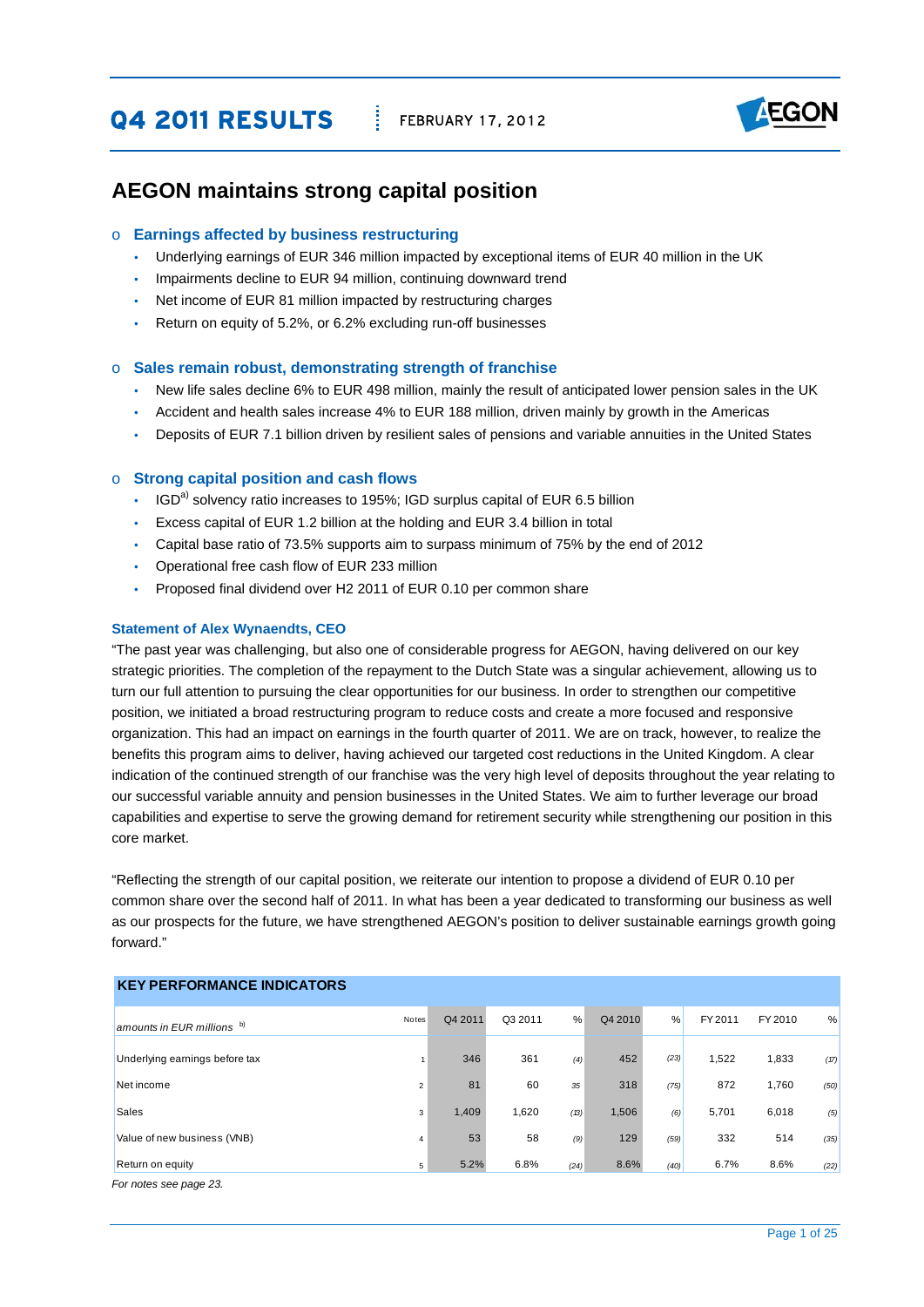# Q4 2011 RESULTS

FEBRUARY 17, 2012

## AEGON maintains strong capital position

### Earnings affected by business restructuring

- Underlying earnings of EUR 346 million impacted by exceptional items of EUR 40 million in the UK
- Impairments decline to EUR 94 million, continuing downward trend
- Net income of EUR 81 million impacted by restructuring charges
- Return on equity of 5.2%, or 6.2% excluding run-off businesses

### Sales remain robust, demonstrating strength of franchise

- New life sales decline 6% to EUR 498 million, mainly the result of anticipated lower pension sales in the UK
- Accident and health sales increase 4% to EUR 188 million, driven mainly by growth in the Americas
- Deposits of EUR 7.1 billion driven by resilient sales of pensions and variable annuities in the United States

### Strong capital position and cash flows

- IGD[a)] solvency ratio increases to 195%; IGD surplus capital of EUR 6.5 billion
- Excess capital of EUR 1.2 billion at the holding and EUR 3.4 billion in total
- Capital base ratio of 73.5% supports aim to surpass minimum of 75% by the end of 2012
- Operational free cash flow of EUR 233 million
- Proposed final dividend over H2 2011 of EUR 0.10 per common share

**Statement of Alex Wynaendts, CEO**

"The past year was challenging, but also one of considerable progress for AEGON, having delivered on our key strategic priorities. The completion of the repayment to the Dutch State was a singular achievement, allowing us to turn our full attention to pursuing the clear opportunities for our business. In order to strengthen our competitive position, we initiated a broad restructuring program to reduce costs and create a more focused and responsive organization. This had an impact on earnings in the fourth quarter of 2011. We are on track, however, to realize the benefits this program aims to deliver, having achieved our targeted cost reductions in the United Kingdom. A clear indication of the continued strength of our franchise was the very high level of deposits throughout the year relating to our successful variable annuity and pension businesses in the United States. We aim to further leverage our broad capabilities and expertise to serve the growing demand for retirement security while strengthening our position in this core market.

"Reflecting the strength of our capital position, we reiterate our intention to propose a dividend of EUR 0.10 per common share over the second half of 2011. In what has been a year dedicated to transforming our business as well as our prospects for the future, we have strengthened AEGON's position to deliver sustainable earnings growth going forward."

| KEY PERFORMANCE INDICATORS | | | | | | | | | | |
|---|---|---|---|---|---|---|---|---|---|---|
| *amounts in EUR millions* [b)] | Notes | Q4 2011 | Q3 2011 | % | Q4 2010 | % | FY 2011 | FY 2010 | % |
| Underlying earnings before tax | 1 | 346 | 361 | *(4)* | 452 | *(23)* | 1,522 | 1,833 | *(17)* |
| Net income | 2 | 81 | 60 | *35* | 318 | *(75)* | 872 | 1,760 | *(50)* |
| Sales | 3 | 1,409 | 1,620 | *(13)* | 1,506 | *(6)* | 5,701 | 6,018 | *(5)* |
| Value of new business (VNB) | 4 | 53 | 58 | *(9)* | 129 | *(59)* | 332 | 514 | *(35)* |
| Return on equity | 5 | 5.2% | 6.8% | *(24)* | 8.6% | *(40)* | 6.7% | 8.6% | *(22)* |

*For notes see page 23.*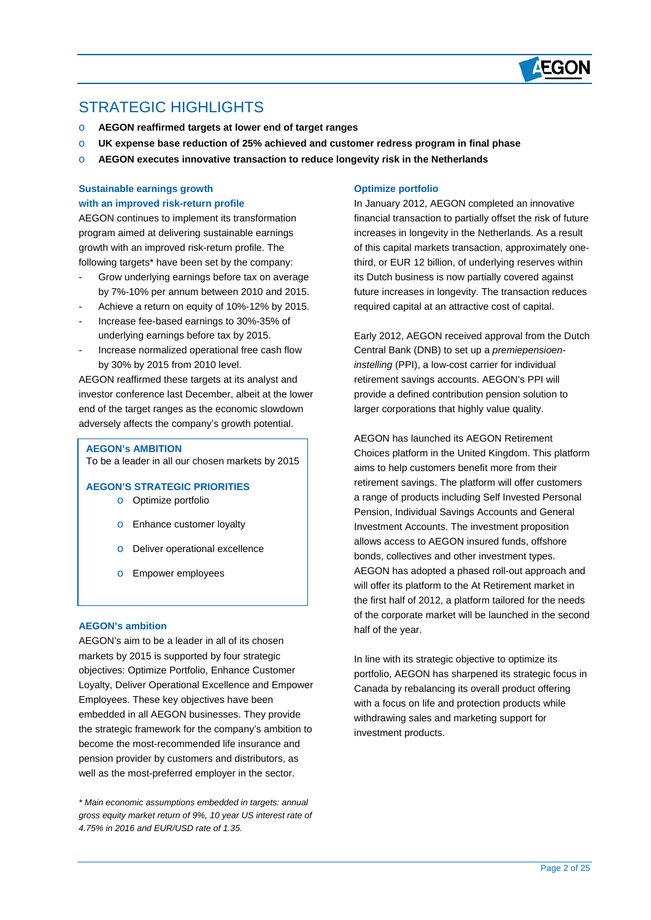# STRATEGIC HIGHLIGHTS

- **AEGON reaffirmed targets at lower end of target ranges**
- **UK expense base reduction of 25% achieved and customer redress program in final phase**
- **AEGON executes innovative transaction to reduce longevity risk in the Netherlands**

### Sustainable earnings growth with an improved risk-return profile

AEGON continues to implement its transformation program aimed at delivering sustainable earnings growth with an improved risk-return profile. The following targets* have been set by the company:

- Grow underlying earnings before tax on average by 7%-10% per annum between 2010 and 2015.
- Achieve a return on equity of 10%-12% by 2015.
- Increase fee-based earnings to 30%-35% of underlying earnings before tax by 2015.
- Increase normalized operational free cash flow by 30% by 2015 from 2010 level.

AEGON reaffirmed these targets at its analyst and investor conference last December, albeit at the lower end of the target ranges as the economic slowdown adversely affects the company's growth potential.

> **AEGON's AMBITION**
> To be a leader in all our chosen markets by 2015
>
> **AEGON'S STRATEGIC PRIORITIES**
> - Optimize portfolio
> - Enhance customer loyalty
> - Deliver operational excellence
> - Empower employees

### AEGON's ambition

AEGON's aim to be a leader in all of its chosen markets by 2015 is supported by four strategic objectives: Optimize Portfolio, Enhance Customer Loyalty, Deliver Operational Excellence and Empower Employees. These key objectives have been embedded in all AEGON businesses. They provide the strategic framework for the company's ambition to become the most-recommended life insurance and pension provider by customers and distributors, as well as the most-preferred employer in the sector.

*\* Main economic assumptions embedded in targets: annual gross equity market return of 9%, 10 year US interest rate of 4.75% in 2016 and EUR/USD rate of 1.35.*

### Optimize portfolio

In January 2012, AEGON completed an innovative financial transaction to partially offset the risk of future increases in longevity in the Netherlands. As a result of this capital markets transaction, approximately one-third, or EUR 12 billion, of underlying reserves within its Dutch business is now partially covered against future increases in longevity. The transaction reduces required capital at an attractive cost of capital.

Early 2012, AEGON received approval from the Dutch Central Bank (DNB) to set up a *premiepensioen-instelling* (PPI), a low-cost carrier for individual retirement savings accounts. AEGON's PPI will provide a defined contribution pension solution to larger corporations that highly value quality.

AEGON has launched its AEGON Retirement Choices platform in the United Kingdom. This platform aims to help customers benefit more from their retirement savings. The platform will offer customers a range of products including Self Invested Personal Pension, Individual Savings Accounts and General Investment Accounts. The investment proposition allows access to AEGON insured funds, offshore bonds, collectives and other investment types. AEGON has adopted a phased roll-out approach and will offer its platform to the At Retirement market in the first half of 2012, a platform tailored for the needs of the corporate market will be launched in the second half of the year.

In line with its strategic objective to optimize its portfolio, AEGON has sharpened its strategic focus in Canada by rebalancing its overall product offering with a focus on life and protection products while withdrawing sales and marketing support for investment products.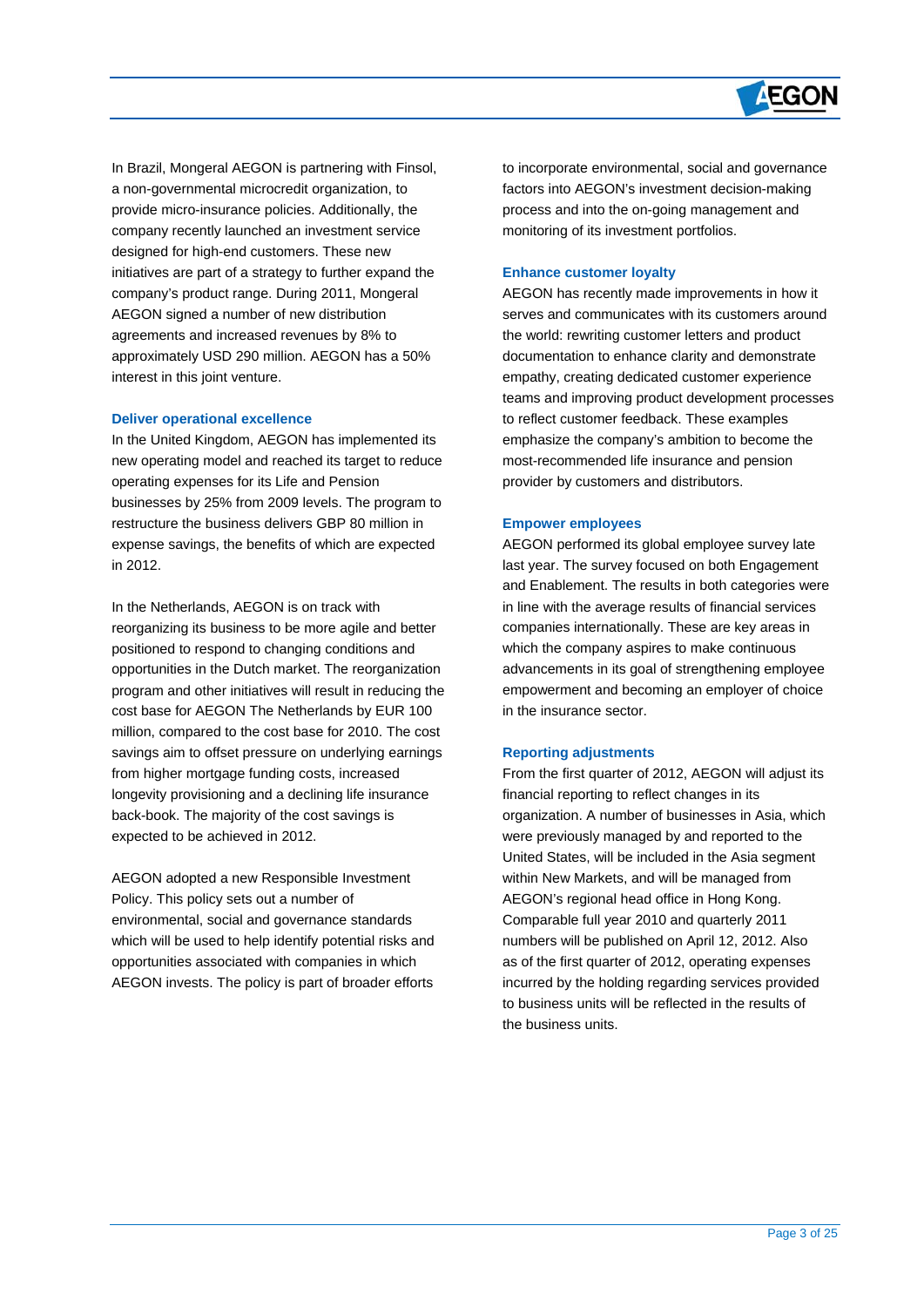In Brazil, Mongeral AEGON is partnering with Finsol, a non-governmental microcredit organization, to provide micro-insurance policies. Additionally, the company recently launched an investment service designed for high-end customers. These new initiatives are part of a strategy to further expand the company's product range. During 2011, Mongeral AEGON signed a number of new distribution agreements and increased revenues by 8% to approximately USD 290 million. AEGON has a 50% interest in this joint venture.

### Deliver operational excellence

In the United Kingdom, AEGON has implemented its new operating model and reached its target to reduce operating expenses for its Life and Pension businesses by 25% from 2009 levels. The program to restructure the business delivers GBP 80 million in expense savings, the benefits of which are expected in 2012.

In the Netherlands, AEGON is on track with reorganizing its business to be more agile and better positioned to respond to changing conditions and opportunities in the Dutch market. The reorganization program and other initiatives will result in reducing the cost base for AEGON The Netherlands by EUR 100 million, compared to the cost base for 2010. The cost savings aim to offset pressure on underlying earnings from higher mortgage funding costs, increased longevity provisioning and a declining life insurance back-book. The majority of the cost savings is expected to be achieved in 2012.

AEGON adopted a new Responsible Investment Policy. This policy sets out a number of environmental, social and governance standards which will be used to help identify potential risks and opportunities associated with companies in which AEGON invests. The policy is part of broader efforts to incorporate environmental, social and governance factors into AEGON's investment decision-making process and into the on-going management and monitoring of its investment portfolios.

### Enhance customer loyalty

AEGON has recently made improvements in how it serves and communicates with its customers around the world: rewriting customer letters and product documentation to enhance clarity and demonstrate empathy, creating dedicated customer experience teams and improving product development processes to reflect customer feedback. These examples emphasize the company's ambition to become the most-recommended life insurance and pension provider by customers and distributors.

### Empower employees

AEGON performed its global employee survey late last year. The survey focused on both Engagement and Enablement. The results in both categories were in line with the average results of financial services companies internationally. These are key areas in which the company aspires to make continuous advancements in its goal of strengthening employee empowerment and becoming an employer of choice in the insurance sector.

### Reporting adjustments

From the first quarter of 2012, AEGON will adjust its financial reporting to reflect changes in its organization. A number of businesses in Asia, which were previously managed by and reported to the United States, will be included in the Asia segment within New Markets, and will be managed from AEGON's regional head office in Hong Kong. Comparable full year 2010 and quarterly 2011 numbers will be published on April 12, 2012. Also as of the first quarter of 2012, operating expenses incurred by the holding regarding services provided to business units will be reflected in the results of the business units.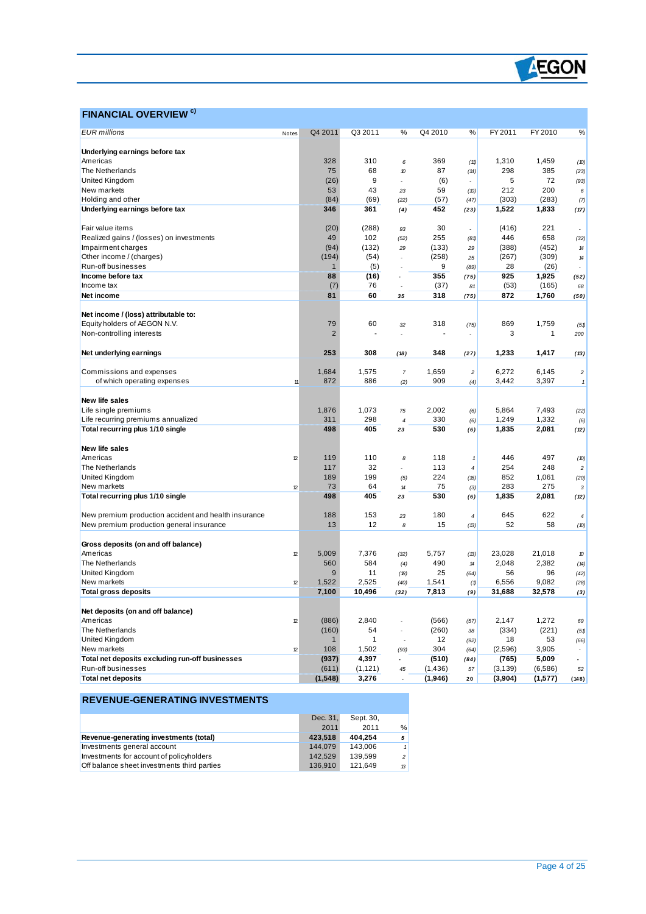## FINANCIAL OVERVIEW [c)]

| EUR millions | Notes | Q4 2011 | Q3 2011 | % | Q4 2010 | % | FY 2011 | FY 2010 | % |
|---|---|---|---|---|---|---|---|---|---|
| **Underlying earnings before tax** | | | | | | | | | |
| Americas | | 328 | 310 | 6 | 369 | (11) | 1,310 | 1,459 | (10) |
| The Netherlands | | 75 | 68 | 10 | 87 | (14) | 298 | 385 | (23) |
| United Kingdom | | (26) | 9 | - | (6) | - | 5 | 72 | (93) |
| New markets | | 53 | 43 | 23 | 59 | (10) | 212 | 200 | 6 |
| Holding and other | | (84) | (69) | (22) | (57) | (47) | (303) | (283) | (7) |
| **Underlying earnings before tax** | | **346** | **361** | **(4)** | **452** | **(23)** | **1,522** | **1,833** | **(17)** |
| | | | | | | | | | |
| Fair value items | | (20) | (288) | 93 | 30 | - | (416) | 221 | - |
| Realized gains / (losses) on investments | | 49 | 102 | (52) | 255 | (81) | 446 | 658 | (32) |
| Impairment charges | | (94) | (132) | 29 | (133) | 29 | (388) | (452) | 14 |
| Other income / (charges) | | (194) | (54) | - | (258) | 25 | (267) | (309) | 14 |
| Run-off businesses | | 1 | (5) | - | 9 | (89) | 28 | (26) | - |
| **Income before tax** | | **88** | **(16)** | **-** | **355** | **(75)** | **925** | **1,925** | **(52)** |
| Income tax | | (7) | 76 | - | (37) | 81 | (53) | (165) | 68 |
| **Net income** | | **81** | **60** | **35** | **318** | **(75)** | **872** | **1,760** | **(50)** |
| | | | | | | | | | |
| **Net income / (loss) attributable to:** | | | | | | | | | |
| Equity holders of AEGON N.V. | | 79 | 60 | 32 | 318 | (75) | 869 | 1,759 | (51) |
| Non-controlling interests | | 2 | - | - | - | - | 3 | 1 | 200 |
| | | | | | | | | | |
| **Net underlying earnings** | | **253** | **308** | **(18)** | **348** | **(27)** | **1,233** | **1,417** | **(13)** |
| | | | | | | | | | |
| Commissions and expenses | | 1,684 | 1,575 | 7 | 1,659 | 2 | 6,272 | 6,145 | 2 |
| of which operating expenses | 11 | 872 | 886 | (2) | 909 | (4) | 3,442 | 3,397 | 1 |
| | | | | | | | | | |
| **New life sales** | | | | | | | | | |
| Life single premiums | | 1,876 | 1,073 | 75 | 2,002 | (6) | 5,864 | 7,493 | (22) |
| Life recurring premiums annualized | | 311 | 298 | 4 | 330 | (6) | 1,249 | 1,332 | (6) |
| **Total recurring plus 1/10 single** | | **498** | **405** | **23** | **530** | **(6)** | **1,835** | **2,081** | **(12)** |
| | | | | | | | | | |
| **New life sales** | | | | | | | | | |
| Americas | 12 | 119 | 110 | 8 | 118 | 1 | 446 | 497 | (10) |
| The Netherlands | | 117 | 32 | - | 113 | 4 | 254 | 248 | 2 |
| United Kingdom | | 189 | 199 | (5) | 224 | (16) | 852 | 1,061 | (20) |
| New markets | 12 | 73 | 64 | 14 | 75 | (3) | 283 | 275 | 3 |
| **Total recurring plus 1/10 single** | | **498** | **405** | **23** | **530** | **(6)** | **1,835** | **2,081** | **(12)** |
| | | | | | | | | | |
| New premium production accident and health insurance | | 188 | 153 | 23 | 180 | 4 | 645 | 622 | 4 |
| New premium production general insurance | | 13 | 12 | 8 | 15 | (13) | 52 | 58 | (10) |
| | | | | | | | | | |
| **Gross deposits (on and off balance)** | | | | | | | | | |
| Americas | 12 | 5,009 | 7,376 | (32) | 5,757 | (13) | 23,028 | 21,018 | 10 |
| The Netherlands | | 560 | 584 | (4) | 490 | 14 | 2,048 | 2,382 | (14) |
| United Kingdom | | 9 | 11 | (18) | 25 | (64) | 56 | 96 | (42) |
| New markets | 12 | 1,522 | 2,525 | (40) | 1,541 | (1) | 6,556 | 9,082 | (28) |
| **Total gross deposits** | | **7,100** | **10,496** | **(32)** | **7,813** | **(9)** | **31,688** | **32,578** | **(3)** |
| | | | | | | | | | |
| **Net deposits (on and off balance)** | | | | | | | | | |
| Americas | 12 | (886) | 2,840 | - | (566) | (57) | 2,147 | 1,272 | 69 |
| The Netherlands | | (160) | 54 | - | (260) | 38 | (334) | (221) | (51) |
| United Kingdom | | 1 | 1 | - | 12 | (92) | 18 | 53 | (66) |
| New markets | 12 | 108 | 1,502 | (93) | 304 | (64) | (2,596) | 3,905 | - |
| **Total net deposits excluding run-off businesses** | | **(937)** | **4,397** | **-** | **(510)** | **(84)** | **(765)** | **5,009** | **-** |
| Run-off businesses | | (611) | (1,121) | 45 | (1,436) | 57 | (3,139) | (6,586) | 52 |
| **Total net deposits** | | **(1,548)** | **3,276** | **-** | **(1,946)** | **20** | **(3,904)** | **(1,577)** | **(148)** |

## REVENUE-GENERATING INVESTMENTS

| | Dec. 31, 2011 | Sept. 30, 2011 | % |
|---|---|---|---|
| **Revenue-generating investments (total)** | **423,518** | **404,254** | **5** |
| Investments general account | 144,079 | 143,006 | 1 |
| Investments for account of policyholders | 142,529 | 139,599 | 2 |
| Off balance sheet investments third parties | 136,910 | 121,649 | 13 |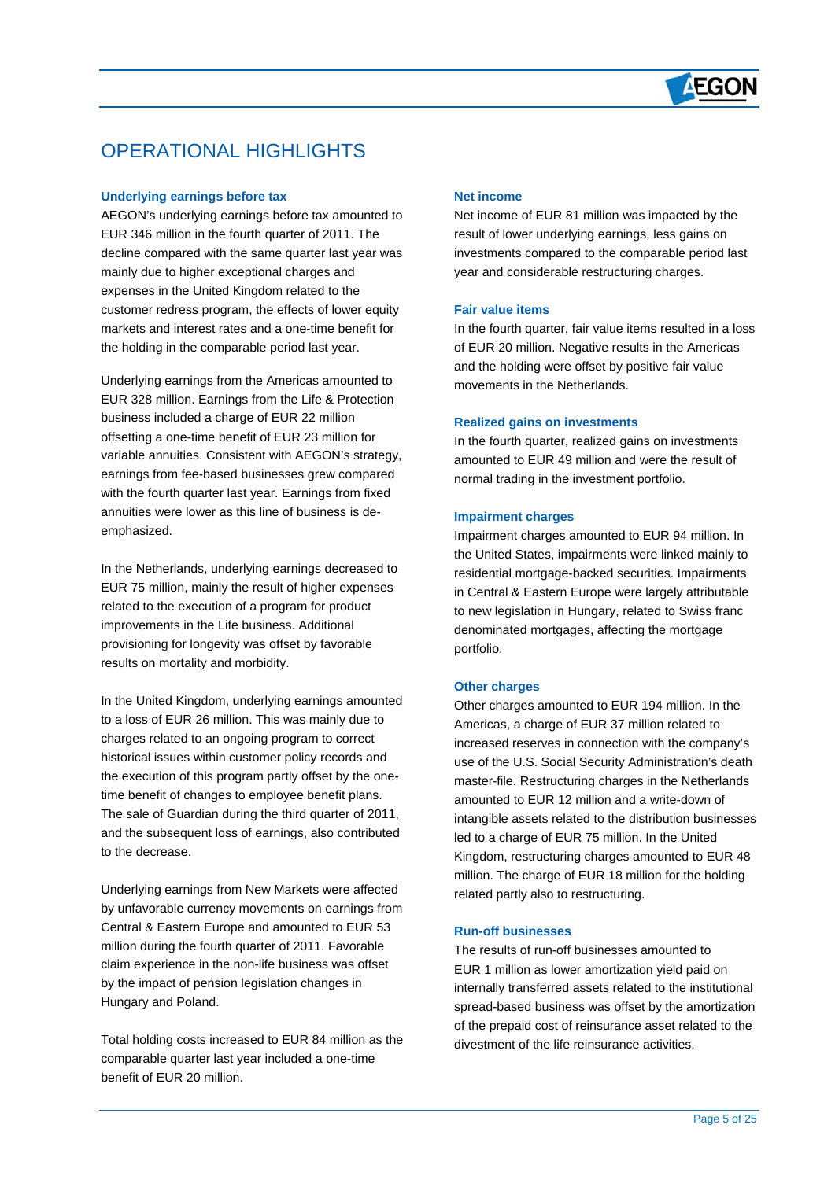# OPERATIONAL HIGHLIGHTS

### Underlying earnings before tax

AEGON's underlying earnings before tax amounted to EUR 346 million in the fourth quarter of 2011. The decline compared with the same quarter last year was mainly due to higher exceptional charges and expenses in the United Kingdom related to the customer redress program, the effects of lower equity markets and interest rates and a one-time benefit for the holding in the comparable period last year.

Underlying earnings from the Americas amounted to EUR 328 million. Earnings from the Life & Protection business included a charge of EUR 22 million offsetting a one-time benefit of EUR 23 million for variable annuities. Consistent with AEGON's strategy, earnings from fee-based businesses grew compared with the fourth quarter last year. Earnings from fixed annuities were lower as this line of business is de-emphasized.

In the Netherlands, underlying earnings decreased to EUR 75 million, mainly the result of higher expenses related to the execution of a program for product improvements in the Life business. Additional provisioning for longevity was offset by favorable results on mortality and morbidity.

In the United Kingdom, underlying earnings amounted to a loss of EUR 26 million. This was mainly due to charges related to an ongoing program to correct historical issues within customer policy records and the execution of this program partly offset by the one-time benefit of changes to employee benefit plans. The sale of Guardian during the third quarter of 2011, and the subsequent loss of earnings, also contributed to the decrease.

Underlying earnings from New Markets were affected by unfavorable currency movements on earnings from Central & Eastern Europe and amounted to EUR 53 million during the fourth quarter of 2011. Favorable claim experience in the non-life business was offset by the impact of pension legislation changes in Hungary and Poland.

Total holding costs increased to EUR 84 million as the comparable quarter last year included a one-time benefit of EUR 20 million.

### Net income

Net income of EUR 81 million was impacted by the result of lower underlying earnings, less gains on investments compared to the comparable period last year and considerable restructuring charges.

### Fair value items

In the fourth quarter, fair value items resulted in a loss of EUR 20 million. Negative results in the Americas and the holding were offset by positive fair value movements in the Netherlands.

### Realized gains on investments

In the fourth quarter, realized gains on investments amounted to EUR 49 million and were the result of normal trading in the investment portfolio.

### Impairment charges

Impairment charges amounted to EUR 94 million. In the United States, impairments were linked mainly to residential mortgage-backed securities. Impairments in Central & Eastern Europe were largely attributable to new legislation in Hungary, related to Swiss franc denominated mortgages, affecting the mortgage portfolio.

### Other charges

Other charges amounted to EUR 194 million. In the Americas, a charge of EUR 37 million related to increased reserves in connection with the company's use of the U.S. Social Security Administration's death master-file. Restructuring charges in the Netherlands amounted to EUR 12 million and a write-down of intangible assets related to the distribution businesses led to a charge of EUR 75 million. In the United Kingdom, restructuring charges amounted to EUR 48 million. The charge of EUR 18 million for the holding related partly also to restructuring.

### Run-off businesses

The results of run-off businesses amounted to EUR 1 million as lower amortization yield paid on internally transferred assets related to the institutional spread-based business was offset by the amortization of the prepaid cost of reinsurance asset related to the divestment of the life reinsurance activities.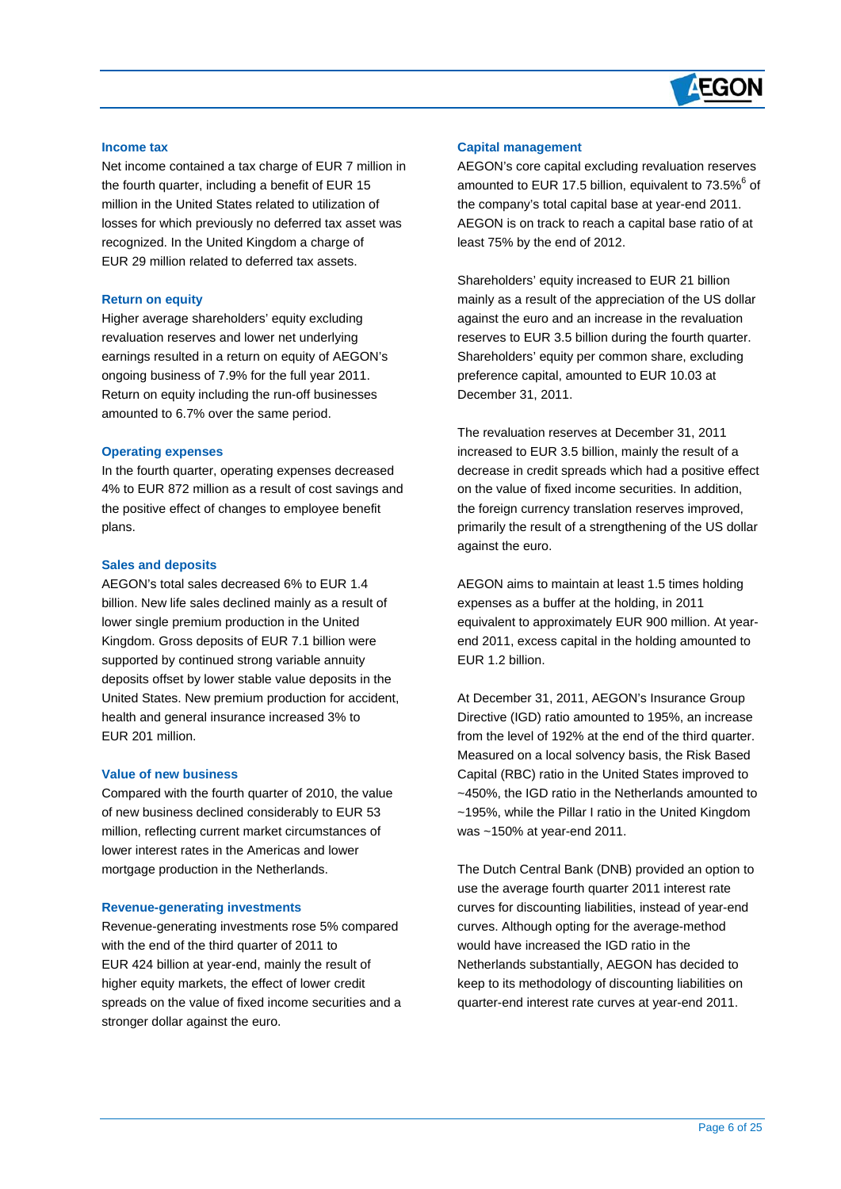### Income tax

Net income contained a tax charge of EUR 7 million in the fourth quarter, including a benefit of EUR 15 million in the United States related to utilization of losses for which previously no deferred tax asset was recognized. In the United Kingdom a charge of EUR 29 million related to deferred tax assets.

### Return on equity

Higher average shareholders' equity excluding revaluation reserves and lower net underlying earnings resulted in a return on equity of AEGON's ongoing business of 7.9% for the full year 2011. Return on equity including the run-off businesses amounted to 6.7% over the same period.

### Operating expenses

In the fourth quarter, operating expenses decreased 4% to EUR 872 million as a result of cost savings and the positive effect of changes to employee benefit plans.

### Sales and deposits

AEGON's total sales decreased 6% to EUR 1.4 billion. New life sales declined mainly as a result of lower single premium production in the United Kingdom. Gross deposits of EUR 7.1 billion were supported by continued strong variable annuity deposits offset by lower stable value deposits in the United States. New premium production for accident, health and general insurance increased 3% to EUR 201 million.

### Value of new business

Compared with the fourth quarter of 2010, the value of new business declined considerably to EUR 53 million, reflecting current market circumstances of lower interest rates in the Americas and lower mortgage production in the Netherlands.

### Revenue-generating investments

Revenue-generating investments rose 5% compared with the end of the third quarter of 2011 to EUR 424 billion at year-end, mainly the result of higher equity markets, the effect of lower credit spreads on the value of fixed income securities and a stronger dollar against the euro.

### Capital management

AEGON's core capital excluding revaluation reserves amounted to EUR 17.5 billion, equivalent to 73.5%[6] of the company's total capital base at year-end 2011. AEGON is on track to reach a capital base ratio of at least 75% by the end of 2012.

Shareholders' equity increased to EUR 21 billion mainly as a result of the appreciation of the US dollar against the euro and an increase in the revaluation reserves to EUR 3.5 billion during the fourth quarter. Shareholders' equity per common share, excluding preference capital, amounted to EUR 10.03 at December 31, 2011.

The revaluation reserves at December 31, 2011 increased to EUR 3.5 billion, mainly the result of a decrease in credit spreads which had a positive effect on the value of fixed income securities. In addition, the foreign currency translation reserves improved, primarily the result of a strengthening of the US dollar against the euro.

AEGON aims to maintain at least 1.5 times holding expenses as a buffer at the holding, in 2011 equivalent to approximately EUR 900 million. At year-end 2011, excess capital in the holding amounted to EUR 1.2 billion.

At December 31, 2011, AEGON's Insurance Group Directive (IGD) ratio amounted to 195%, an increase from the level of 192% at the end of the third quarter. Measured on a local solvency basis, the Risk Based Capital (RBC) ratio in the United States improved to ~450%, the IGD ratio in the Netherlands amounted to ~195%, while the Pillar I ratio in the United Kingdom was ~150% at year-end 2011.

The Dutch Central Bank (DNB) provided an option to use the average fourth quarter 2011 interest rate curves for discounting liabilities, instead of year-end curves. Although opting for the average-method would have increased the IGD ratio in the Netherlands substantially, AEGON has decided to keep to its methodology of discounting liabilities on quarter-end interest rate curves at year-end 2011.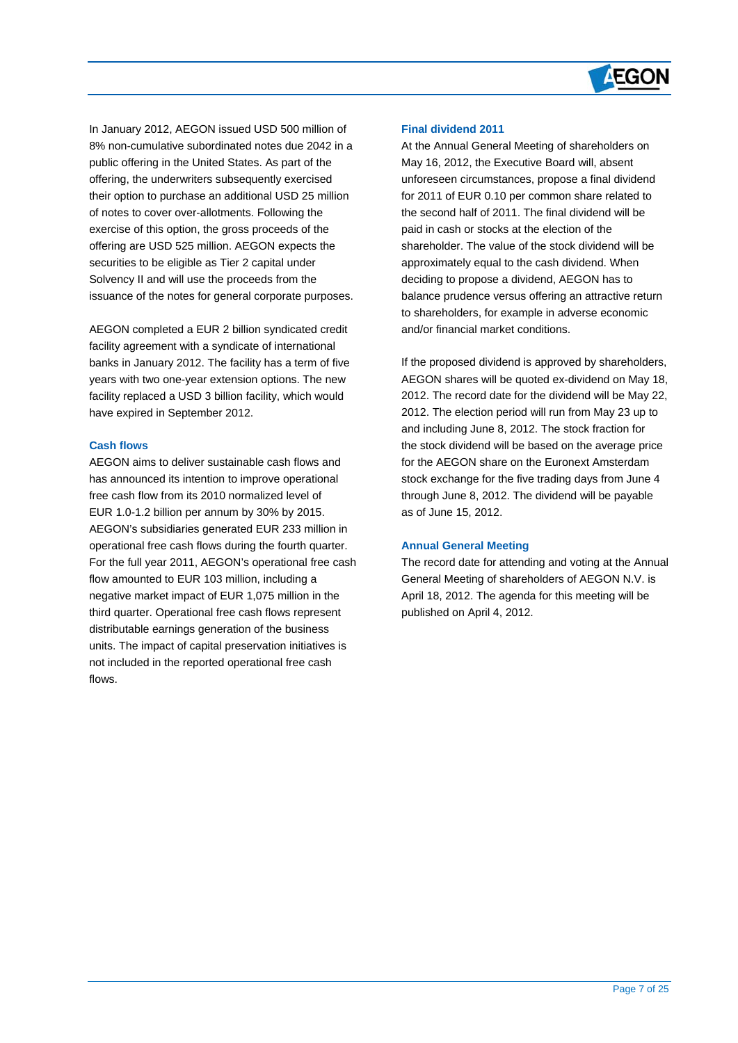In January 2012, AEGON issued USD 500 million of 8% non-cumulative subordinated notes due 2042 in a public offering in the United States. As part of the offering, the underwriters subsequently exercised their option to purchase an additional USD 25 million of notes to cover over-allotments. Following the exercise of this option, the gross proceeds of the offering are USD 525 million. AEGON expects the securities to be eligible as Tier 2 capital under Solvency II and will use the proceeds from the issuance of the notes for general corporate purposes.

AEGON completed a EUR 2 billion syndicated credit facility agreement with a syndicate of international banks in January 2012. The facility has a term of five years with two one-year extension options. The new facility replaced a USD 3 billion facility, which would have expired in September 2012.

### Cash flows

AEGON aims to deliver sustainable cash flows and has announced its intention to improve operational free cash flow from its 2010 normalized level of EUR 1.0-1.2 billion per annum by 30% by 2015. AEGON's subsidiaries generated EUR 233 million in operational free cash flows during the fourth quarter. For the full year 2011, AEGON's operational free cash flow amounted to EUR 103 million, including a negative market impact of EUR 1,075 million in the third quarter. Operational free cash flows represent distributable earnings generation of the business units. The impact of capital preservation initiatives is not included in the reported operational free cash flows.

### Final dividend 2011

At the Annual General Meeting of shareholders on May 16, 2012, the Executive Board will, absent unforeseen circumstances, propose a final dividend for 2011 of EUR 0.10 per common share related to the second half of 2011. The final dividend will be paid in cash or stocks at the election of the shareholder. The value of the stock dividend will be approximately equal to the cash dividend. When deciding to propose a dividend, AEGON has to balance prudence versus offering an attractive return to shareholders, for example in adverse economic and/or financial market conditions.

If the proposed dividend is approved by shareholders, AEGON shares will be quoted ex-dividend on May 18, 2012. The record date for the dividend will be May 22, 2012. The election period will run from May 23 up to and including June 8, 2012. The stock fraction for the stock dividend will be based on the average price for the AEGON share on the Euronext Amsterdam stock exchange for the five trading days from June 4 through June 8, 2012. The dividend will be payable as of June 15, 2012.

### Annual General Meeting

The record date for attending and voting at the Annual General Meeting of shareholders of AEGON N.V. is April 18, 2012. The agenda for this meeting will be published on April 4, 2012.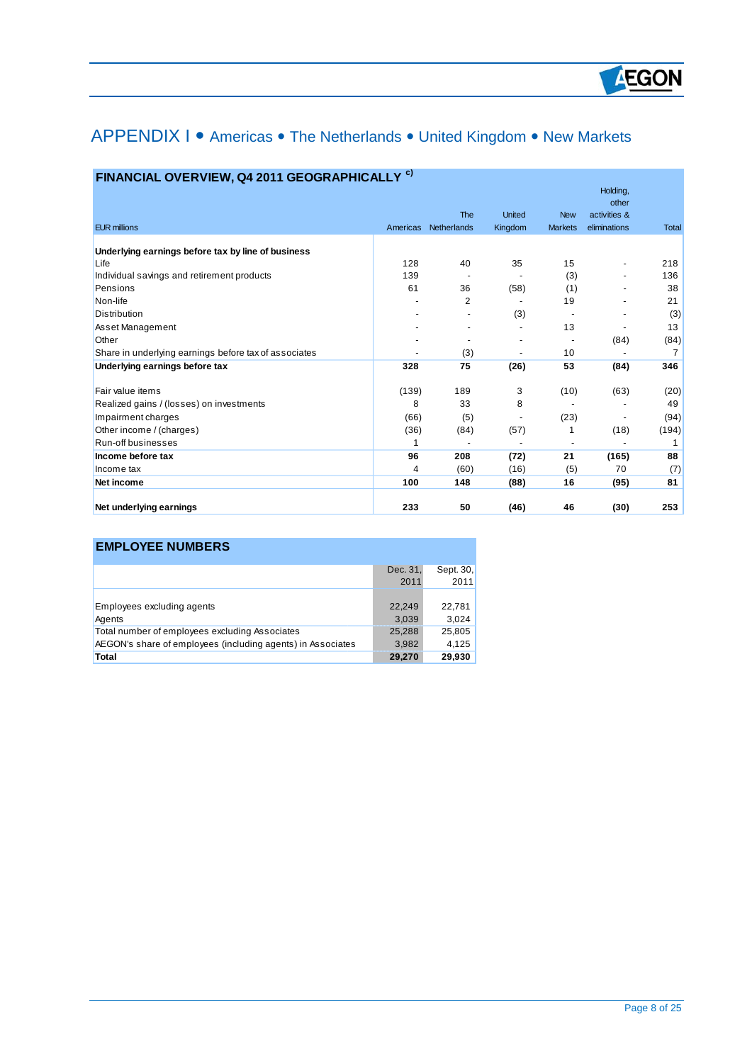# APPENDIX I • Americas • The Netherlands • United Kingdom • New Markets

## FINANCIAL OVERVIEW, Q4 2011 GEOGRAPHICALLY [c)]

| EUR millions | Americas | The Netherlands | United Kingdom | New Markets | Holding, other activities & eliminations | Total |
|---|---|---|---|---|---|---|
| **Underlying earnings before tax by line of business** | | | | | | |
| Life | 128 | 40 | 35 | 15 | - | 218 |
| Individual savings and retirement products | 139 | - | - | (3) | - | 136 |
| Pensions | 61 | 36 | (58) | (1) | - | 38 |
| Non-life | - | 2 | - | 19 | - | 21 |
| Distribution | - | - | (3) | - | - | (3) |
| Asset Management | - | - | - | 13 | - | 13 |
| Other | - | - | - | - | (84) | (84) |
| Share in underlying earnings before tax of associates | - | (3) | - | 10 | - | 7 |
| **Underlying earnings before tax** | **328** | **75** | **(26)** | **53** | **(84)** | **346** |
| Fair value items | (139) | 189 | 3 | (10) | (63) | (20) |
| Realized gains / (losses) on investments | 8 | 33 | 8 | - | - | 49 |
| Impairment charges | (66) | (5) | - | (23) | - | (94) |
| Other income / (charges) | (36) | (84) | (57) | 1 | (18) | (194) |
| Run-off businesses | 1 | - | - | - | - | 1 |
| **Income before tax** | **96** | **208** | **(72)** | **21** | **(165)** | **88** |
| Income tax | 4 | (60) | (16) | (5) | 70 | (7) |
| **Net income** | **100** | **148** | **(88)** | **16** | **(95)** | **81** |
| **Net underlying earnings** | **233** | **50** | **(46)** | **46** | **(30)** | **253** |

## EMPLOYEE NUMBERS

| | Dec. 31, 2011 | Sept. 30, 2011 |
|---|---|---|
| Employees excluding agents | 22,249 | 22,781 |
| Agents | 3,039 | 3,024 |
| Total number of employees excluding Associates | 25,288 | 25,805 |
| AEGON's share of employees (including agents) in Associates | 3,982 | 4,125 |
| **Total** | **29,270** | **29,930** |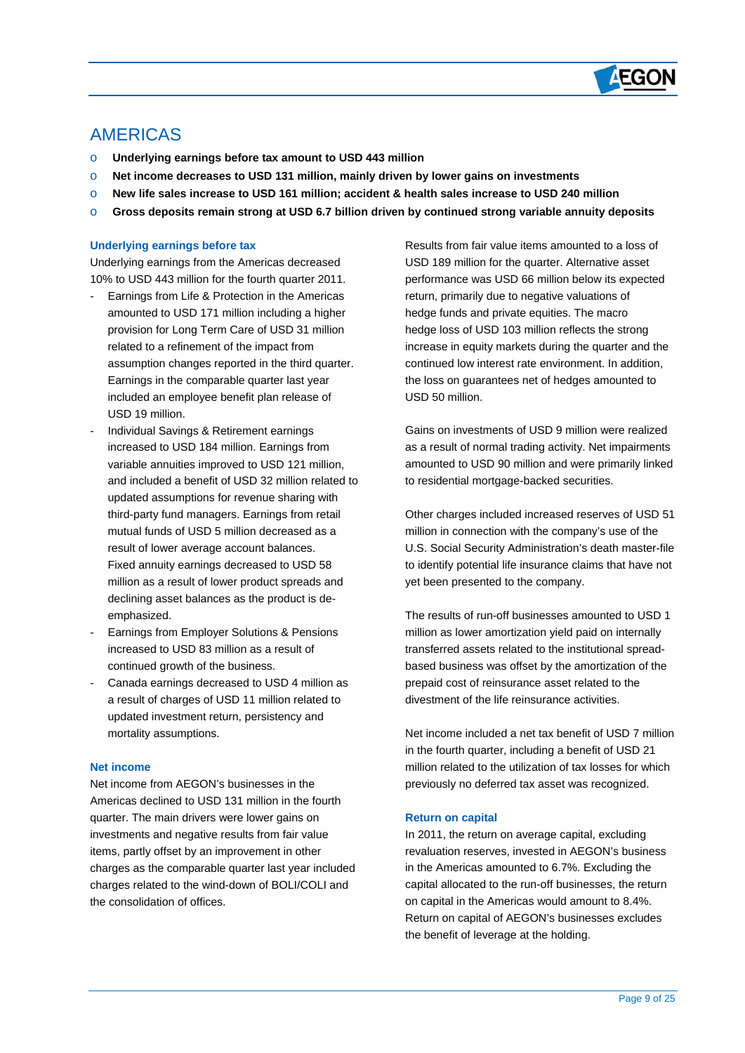# AMERICAS

- **Underlying earnings before tax amount to USD 443 million**
- **Net income decreases to USD 131 million, mainly driven by lower gains on investments**
- **New life sales increase to USD 161 million; accident & health sales increase to USD 240 million**
- **Gross deposits remain strong at USD 6.7 billion driven by continued strong variable annuity deposits**

## Underlying earnings before tax

Underlying earnings from the Americas decreased 10% to USD 443 million for the fourth quarter 2011.

- Earnings from Life & Protection in the Americas amounted to USD 171 million including a higher provision for Long Term Care of USD 31 million related to a refinement of the impact from assumption changes reported in the third quarter. Earnings in the comparable quarter last year included an employee benefit plan release of USD 19 million.
- Individual Savings & Retirement earnings increased to USD 184 million. Earnings from variable annuities improved to USD 121 million, and included a benefit of USD 32 million related to updated assumptions for revenue sharing with third-party fund managers. Earnings from retail mutual funds of USD 5 million decreased as a result of lower average account balances. Fixed annuity earnings decreased to USD 58 million as a result of lower product spreads and declining asset balances as the product is de-emphasized.
- Earnings from Employer Solutions & Pensions increased to USD 83 million as a result of continued growth of the business.
- Canada earnings decreased to USD 4 million as a result of charges of USD 11 million related to updated investment return, persistency and mortality assumptions.

## Net income

Net income from AEGON's businesses in the Americas declined to USD 131 million in the fourth quarter. The main drivers were lower gains on investments and negative results from fair value items, partly offset by an improvement in other charges as the comparable quarter last year included charges related to the wind-down of BOLI/COLI and the consolidation of offices.

Results from fair value items amounted to a loss of USD 189 million for the quarter. Alternative asset performance was USD 66 million below its expected return, primarily due to negative valuations of hedge funds and private equities. The macro hedge loss of USD 103 million reflects the strong increase in equity markets during the quarter and the continued low interest rate environment. In addition, the loss on guarantees net of hedges amounted to USD 50 million.

Gains on investments of USD 9 million were realized as a result of normal trading activity. Net impairments amounted to USD 90 million and were primarily linked to residential mortgage-backed securities.

Other charges included increased reserves of USD 51 million in connection with the company's use of the U.S. Social Security Administration's death master-file to identify potential life insurance claims that have not yet been presented to the company.

The results of run-off businesses amounted to USD 1 million as lower amortization yield paid on internally transferred assets related to the institutional spread-based business was offset by the amortization of the prepaid cost of reinsurance asset related to the divestment of the life reinsurance activities.

Net income included a net tax benefit of USD 7 million in the fourth quarter, including a benefit of USD 21 million related to the utilization of tax losses for which previously no deferred tax asset was recognized.

## Return on capital

In 2011, the return on average capital, excluding revaluation reserves, invested in AEGON's business in the Americas amounted to 6.7%. Excluding the capital allocated to the run-off businesses, the return on capital in the Americas would amount to 8.4%. Return on capital of AEGON's businesses excludes the benefit of leverage at the holding.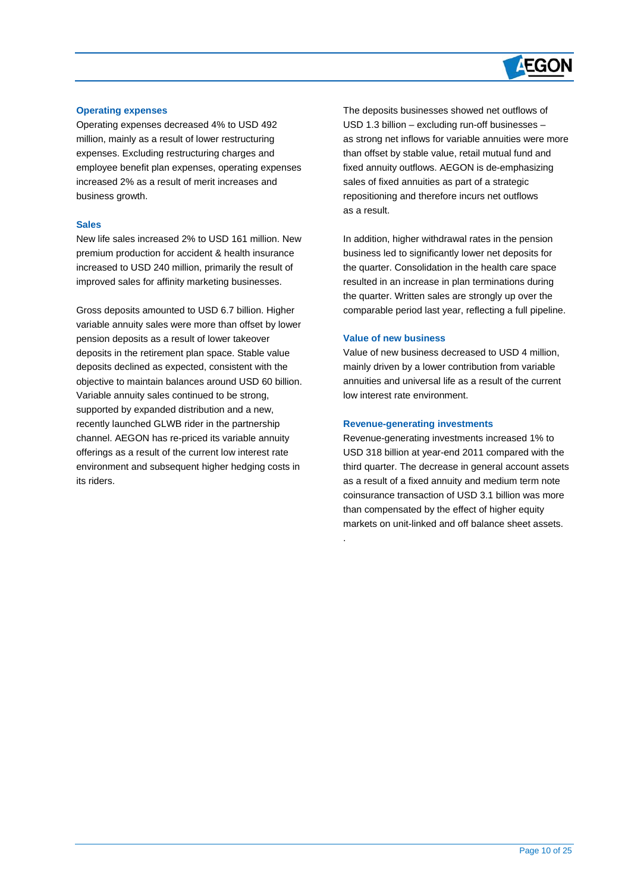### Operating expenses

Operating expenses decreased 4% to USD 492 million, mainly as a result of lower restructuring expenses. Excluding restructuring charges and employee benefit plan expenses, operating expenses increased 2% as a result of merit increases and business growth.

### Sales

New life sales increased 2% to USD 161 million. New premium production for accident & health insurance increased to USD 240 million, primarily the result of improved sales for affinity marketing businesses.

Gross deposits amounted to USD 6.7 billion. Higher variable annuity sales were more than offset by lower pension deposits as a result of lower takeover deposits in the retirement plan space. Stable value deposits declined as expected, consistent with the objective to maintain balances around USD 60 billion. Variable annuity sales continued to be strong, supported by expanded distribution and a new, recently launched GLWB rider in the partnership channel. AEGON has re-priced its variable annuity offerings as a result of the current low interest rate environment and subsequent higher hedging costs in its riders.

The deposits businesses showed net outflows of USD 1.3 billion – excluding run-off businesses – as strong net inflows for variable annuities were more than offset by stable value, retail mutual fund and fixed annuity outflows. AEGON is de-emphasizing sales of fixed annuities as part of a strategic repositioning and therefore incurs net outflows as a result.

In addition, higher withdrawal rates in the pension business led to significantly lower net deposits for the quarter. Consolidation in the health care space resulted in an increase in plan terminations during the quarter. Written sales are strongly up over the comparable period last year, reflecting a full pipeline.

### Value of new business

Value of new business decreased to USD 4 million, mainly driven by a lower contribution from variable annuities and universal life as a result of the current low interest rate environment.

### Revenue-generating investments

Revenue-generating investments increased 1% to USD 318 billion at year-end 2011 compared with the third quarter. The decrease in general account assets as a result of a fixed annuity and medium term note coinsurance transaction of USD 3.1 billion was more than compensated by the effect of higher equity markets on unit-linked and off balance sheet assets.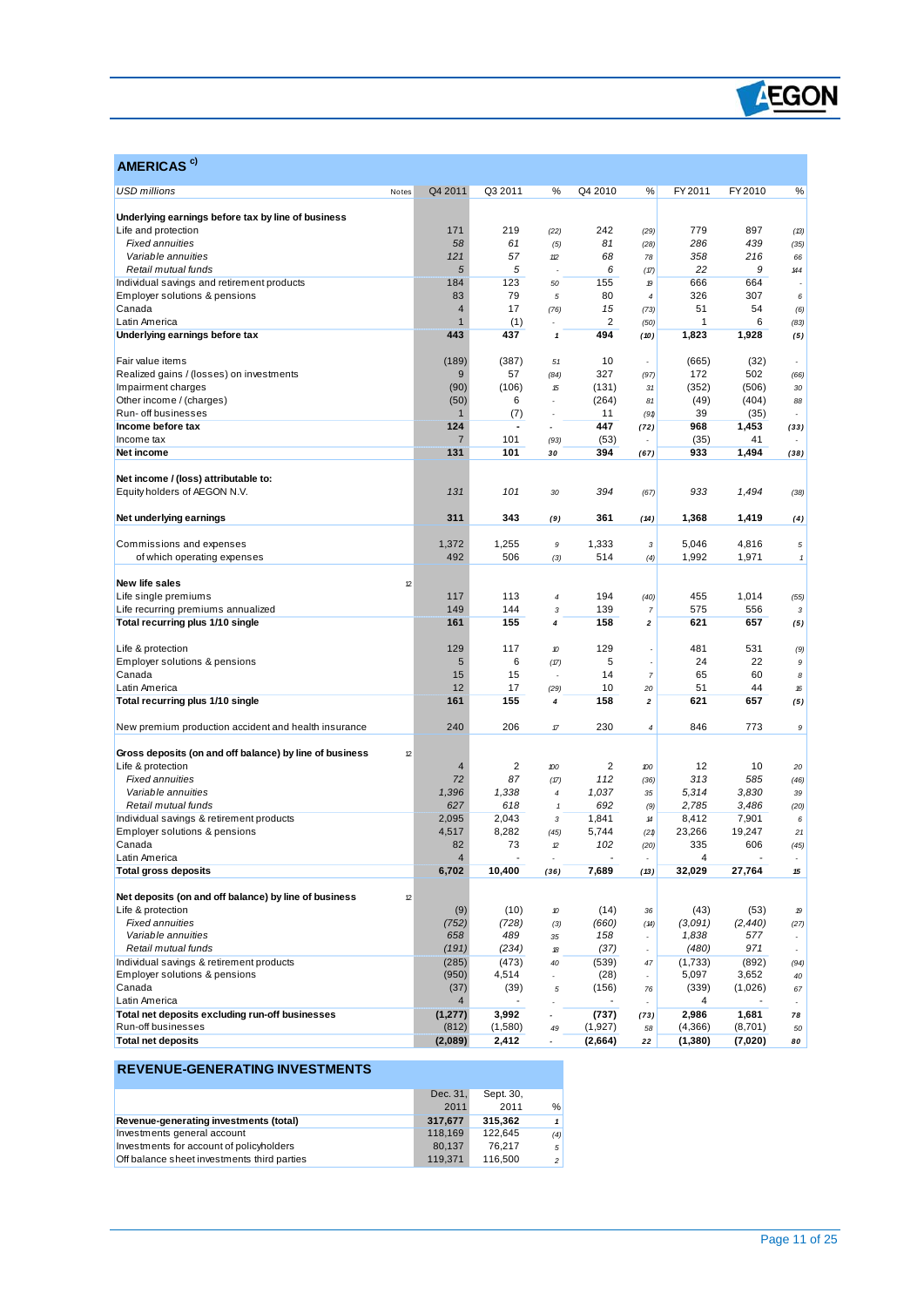## AMERICAS [c)]

| USD millions | Notes | Q4 2011 | Q3 2011 | % | Q4 2010 | % | FY 2011 | FY 2010 | % |
|---|---|---|---|---|---|---|---|---|---|
| **Underlying earnings before tax by line of business** | | | | | | | | | |
| Life and protection | | 171 | 219 | (22) | 242 | (29) | 779 | 897 | (13) |
| *Fixed annuities* | | *58* | *61* | (5) | *81* | (28) | *286* | *439* | (35) |
| *Variable annuities* | | *121* | *57* | 112 | *68* | 78 | *358* | *216* | 66 |
| *Retail mutual funds* | | *5* | *5* | - | *6* | (17) | *22* | *9* | 144 |
| Individual savings and retirement products | | 184 | 123 | 50 | 155 | 19 | 666 | 664 | - |
| Employer solutions & pensions | | 83 | 79 | 5 | 80 | 4 | 326 | 307 | 6 |
| Canada | | 4 | 17 | (76) | 15 | (73) | 51 | 54 | (6) |
| Latin America | | 1 | (1) | - | 2 | (50) | 1 | 6 | (83) |
| **Underlying earnings before tax** | | **443** | **437** | **1** | **494** | **(10)** | **1,823** | **1,928** | **(5)** |
| | | | | | | | | | |
| Fair value items | | (189) | (387) | 51 | 10 | - | (665) | (32) | - |
| Realized gains / (losses) on investments | | 9 | 57 | (84) | 327 | (97) | 172 | 502 | (66) |
| Impairment charges | | (90) | (106) | 15 | (131) | 31 | (352) | (506) | 30 |
| Other income / (charges) | | (50) | 6 | - | (264) | 81 | (49) | (404) | 88 |
| Run-off businesses | | 1 | (7) | - | 11 | (91) | 39 | (35) | - |
| **Income before tax** | | **124** | **-** | **-** | **447** | **(72)** | **968** | **1,453** | **(33)** |
| Income tax | | 7 | 101 | (93) | (53) | - | (35) | 41 | - |
| **Net income** | | **131** | **101** | **30** | **394** | **(67)** | **933** | **1,494** | **(38)** |
| | | | | | | | | | |
| **Net income / (loss) attributable to:** | | | | | | | | | |
| Equity holders of AEGON N.V. | | *131* | *101* | 30 | *394* | (67) | *933* | *1,494* | (38) |
| | | | | | | | | | |
| **Net underlying earnings** | | **311** | **343** | **(9)** | **361** | **(14)** | **1,368** | **1,419** | **(4)** |
| | | | | | | | | | |
| Commissions and expenses | | 1,372 | 1,255 | 9 | 1,333 | 3 | 5,046 | 4,816 | 5 |
| of which operating expenses | | 492 | 506 | (3) | 514 | (4) | 1,992 | 1,971 | 1 |
| | | | | | | | | | |
| **New life sales** | 12 | | | | | | | | |
| Life single premiums | | 117 | 113 | 4 | 194 | (40) | 455 | 1,014 | (55) |
| Life recurring premiums annualized | | 149 | 144 | 3 | 139 | 7 | 575 | 556 | 3 |
| **Total recurring plus 1/10 single** | | **161** | **155** | **4** | **158** | **2** | **621** | **657** | **(5)** |
| | | | | | | | | | |
| Life & protection | | 129 | 117 | 10 | 129 | - | 481 | 531 | (9) |
| Employer solutions & pensions | | 5 | 6 | (17) | 5 | - | 24 | 22 | 9 |
| Canada | | 15 | 15 | - | 14 | 7 | 65 | 60 | 8 |
| Latin America | | 12 | 17 | (29) | 10 | 20 | 51 | 44 | 16 |
| **Total recurring plus 1/10 single** | | **161** | **155** | **4** | **158** | **2** | **621** | **657** | **(5)** |
| | | | | | | | | | |
| New premium production accident and health insurance | | 240 | 206 | 17 | 230 | 4 | 846 | 773 | 9 |
| | | | | | | | | | |
| **Gross deposits (on and off balance) by line of business** | 12 | | | | | | | | |
| Life & protection | | 4 | 2 | 100 | 2 | 100 | 12 | 10 | 20 |
| *Fixed annuities* | | *72* | *87* | (17) | *112* | (36) | *313* | *585* | (46) |
| *Variable annuities* | | *1,396* | *1,338* | 4 | *1,037* | 35 | *5,314* | *3,830* | 39 |
| *Retail mutual funds* | | *627* | *618* | 1 | *692* | (9) | *2,785* | *3,486* | (20) |
| Individual savings & retirement products | | 2,095 | 2,043 | 3 | 1,841 | 14 | 8,412 | 7,901 | 6 |
| Employer solutions & pensions | | 4,517 | 8,282 | (45) | 5,744 | (21) | 23,266 | 19,247 | 21 |
| Canada | | 82 | 73 | 12 | 102 | (20) | 335 | 606 | (45) |
| Latin America | | 4 | - | - | - | - | 4 | - | - |
| **Total gross deposits** | | **6,702** | **10,400** | **(36)** | **7,689** | **(13)** | **32,029** | **27,764** | **15** |
| | | | | | | | | | |
| **Net deposits (on and off balance) by line of business** | 12 | | | | | | | | |
| Life & protection | | (9) | (10) | 10 | (14) | 36 | (43) | (53) | 19 |
| *Fixed annuities* | | *(752)* | *(728)* | (3) | *(660)* | (14) | *(3,091)* | *(2,440)* | (27) |
| *Variable annuities* | | *658* | *489* | 35 | *158* | - | *1,838* | *577* | - |
| *Retail mutual funds* | | *(191)* | *(234)* | 18 | *(37)* | - | *(480)* | *971* | - |
| Individual savings & retirement products | | (285) | (473) | 40 | (539) | 47 | (1,733) | (892) | (94) |
| Employer solutions & pensions | | (950) | 4,514 | - | (28) | - | 5,097 | 3,652 | 40 |
| Canada | | (37) | (39) | 5 | (156) | 76 | (339) | (1,026) | 67 |
| Latin America | | 4 | - | - | - | - | 4 | - | - |
| **Total net deposits excluding run-off businesses** | | **(1,277)** | **3,992** | **-** | **(737)** | **(73)** | **2,986** | **1,681** | **78** |
| Run-off businesses | | (812) | (1,580) | 49 | (1,927) | 58 | (4,366) | (8,701) | 50 |
| **Total net deposits** | | **(2,089)** | **2,412** | **-** | **(2,664)** | **22** | **(1,380)** | **(7,020)** | **80** |

## REVENUE-GENERATING INVESTMENTS

| | Dec. 31, 2011 | Sept. 30, 2011 | % |
|---|---|---|---|
| **Revenue-generating investments (total)** | **317,677** | **315,362** | **1** |
| Investments general account | 118,169 | 122,645 | (4) |
| Investments for account of policyholders | 80,137 | 76,217 | 5 |
| Off balance sheet investments third parties | 119,371 | 116,500 | 2 |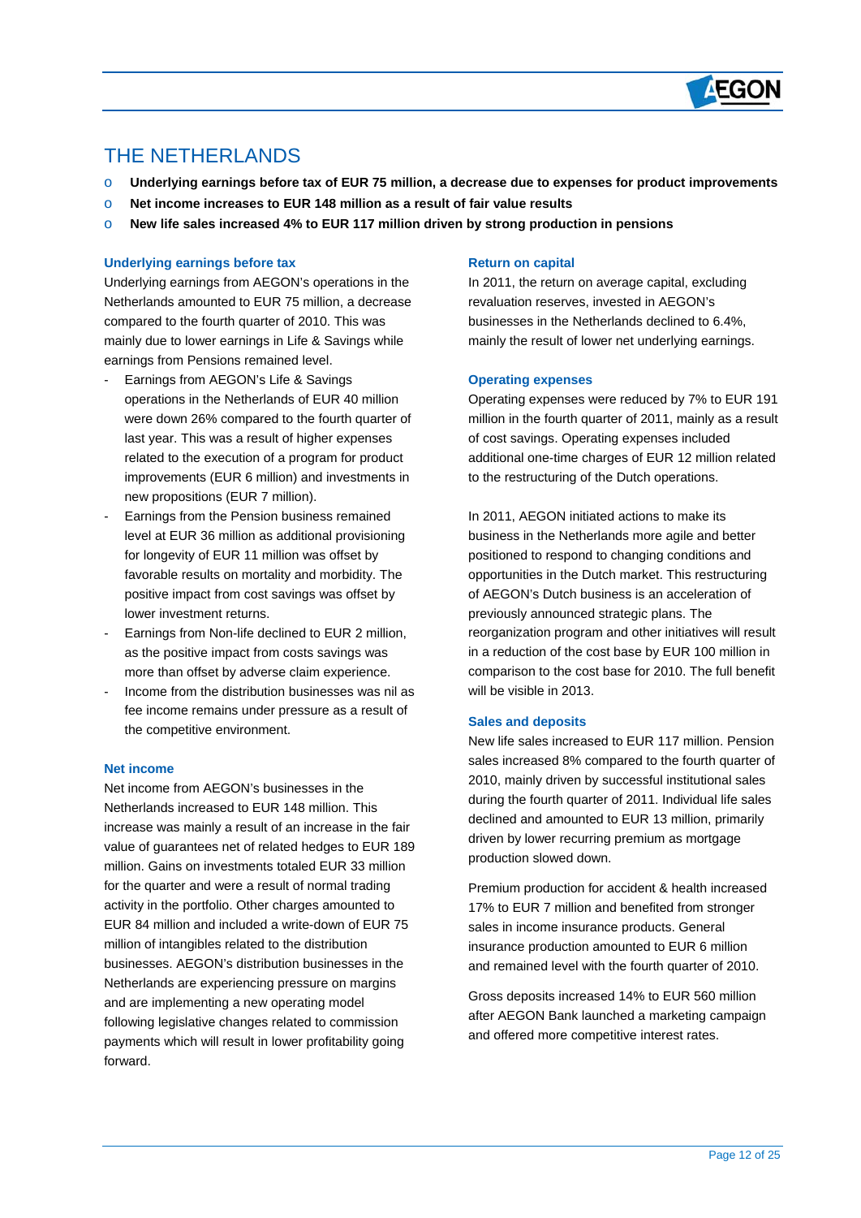# THE NETHERLANDS

- **Underlying earnings before tax of EUR 75 million, a decrease due to expenses for product improvements**
- **Net income increases to EUR 148 million as a result of fair value results**
- **New life sales increased 4% to EUR 117 million driven by strong production in pensions**

### Underlying earnings before tax

Underlying earnings from AEGON's operations in the Netherlands amounted to EUR 75 million, a decrease compared to the fourth quarter of 2010. This was mainly due to lower earnings in Life & Savings while earnings from Pensions remained level.

- Earnings from AEGON's Life & Savings operations in the Netherlands of EUR 40 million were down 26% compared to the fourth quarter of last year. This was a result of higher expenses related to the execution of a program for product improvements (EUR 6 million) and investments in new propositions (EUR 7 million).
- Earnings from the Pension business remained level at EUR 36 million as additional provisioning for longevity of EUR 11 million was offset by favorable results on mortality and morbidity. The positive impact from cost savings was offset by lower investment returns.
- Earnings from Non-life declined to EUR 2 million, as the positive impact from costs savings was more than offset by adverse claim experience.
- Income from the distribution businesses was nil as fee income remains under pressure as a result of the competitive environment.

### Net income

Net income from AEGON's businesses in the Netherlands increased to EUR 148 million. This increase was mainly a result of an increase in the fair value of guarantees net of related hedges to EUR 189 million. Gains on investments totaled EUR 33 million for the quarter and were a result of normal trading activity in the portfolio. Other charges amounted to EUR 84 million and included a write-down of EUR 75 million of intangibles related to the distribution businesses. AEGON's distribution businesses in the Netherlands are experiencing pressure on margins and are implementing a new operating model following legislative changes related to commission payments which will result in lower profitability going forward.

### Return on capital

In 2011, the return on average capital, excluding revaluation reserves, invested in AEGON's businesses in the Netherlands declined to 6.4%, mainly the result of lower net underlying earnings.

### Operating expenses

Operating expenses were reduced by 7% to EUR 191 million in the fourth quarter of 2011, mainly as a result of cost savings. Operating expenses included additional one-time charges of EUR 12 million related to the restructuring of the Dutch operations.

In 2011, AEGON initiated actions to make its business in the Netherlands more agile and better positioned to respond to changing conditions and opportunities in the Dutch market. This restructuring of AEGON's Dutch business is an acceleration of previously announced strategic plans. The reorganization program and other initiatives will result in a reduction of the cost base by EUR 100 million in comparison to the cost base for 2010. The full benefit will be visible in 2013.

### Sales and deposits

New life sales increased to EUR 117 million. Pension sales increased 8% compared to the fourth quarter of 2010, mainly driven by successful institutional sales during the fourth quarter of 2011. Individual life sales declined and amounted to EUR 13 million, primarily driven by lower recurring premium as mortgage production slowed down.

Premium production for accident & health increased 17% to EUR 7 million and benefited from stronger sales in income insurance products. General insurance production amounted to EUR 6 million and remained level with the fourth quarter of 2010.

Gross deposits increased 14% to EUR 560 million after AEGON Bank launched a marketing campaign and offered more competitive interest rates.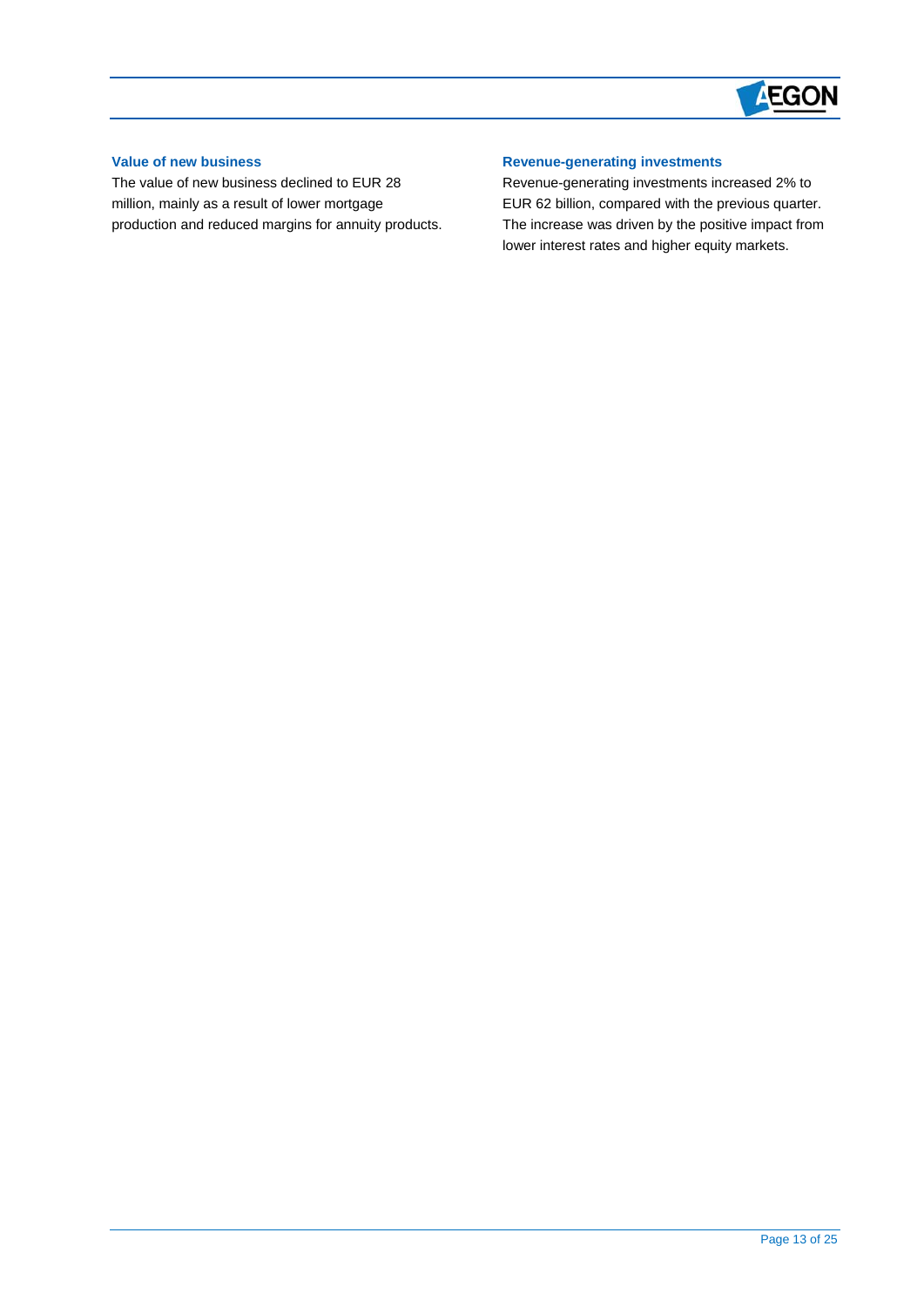### Value of new business

The value of new business declined to EUR 28 million, mainly as a result of lower mortgage production and reduced margins for annuity products.

### Revenue-generating investments

Revenue-generating investments increased 2% to EUR 62 billion, compared with the previous quarter. The increase was driven by the positive impact from lower interest rates and higher equity markets.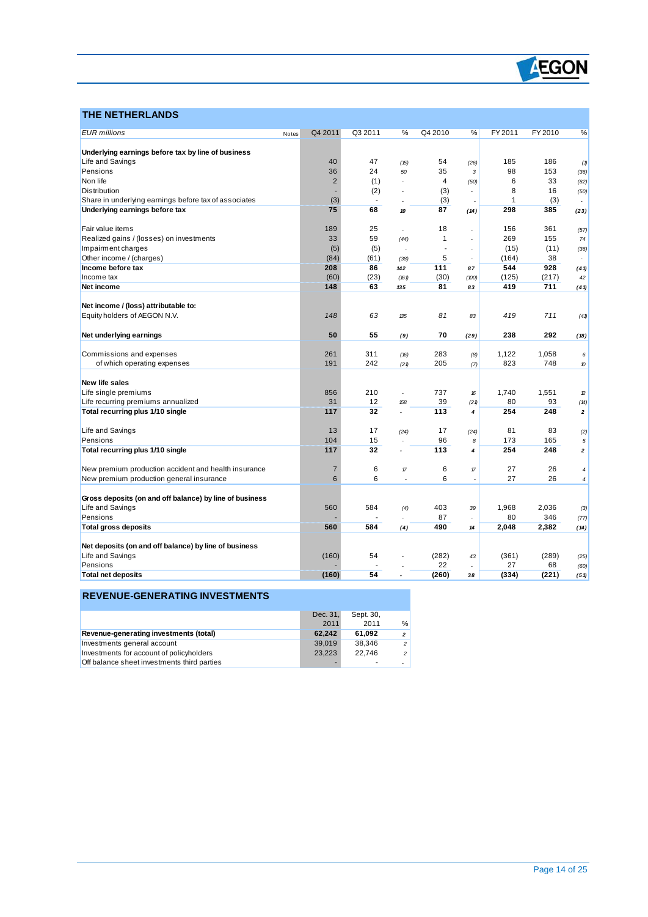## THE NETHERLANDS

| *EUR millions* | Notes | Q4 2011 | Q3 2011 | % | Q4 2010 | % | FY 2011 | FY 2010 | % |
|---|---|---|---|---|---|---|---|---|---|
| **Underlying earnings before tax by line of business** | | | | | | | | | |
| Life and Savings | | 40 | 47 | (15) | 54 | (26) | 185 | 186 | (1) |
| Pensions | | 36 | 24 | 50 | 35 | 3 | 98 | 153 | (36) |
| Non life | | 2 | (1) | - | 4 | (50) | 6 | 33 | (82) |
| Distribution | | - | (2) | - | (3) | - | 8 | 16 | (50) |
| Share in underlying earnings before tax of associates | | (3) | - | - | (3) | - | 1 | (3) | - |
| **Underlying earnings before tax** | | **75** | **68** | **10** | **87** | **(14)** | **298** | **385** | **(23)** |
| | | | | | | | | | |
| Fair value items | | 189 | 25 | - | 18 | - | 156 | 361 | (57) |
| Realized gains / (losses) on investments | | 33 | 59 | (44) | 1 | - | 269 | 155 | 74 |
| Impairment charges | | (5) | (5) | - | - | - | (15) | (11) | (36) |
| Other income / (charges) | | (84) | (61) | (38) | 5 | - | (164) | 38 | - |
| **Income before tax** | | **208** | **86** | **142** | **111** | **87** | **544** | **928** | **(41)** |
| Income tax | | (60) | (23) | (161) | (30) | (100) | (125) | (217) | 42 |
| **Net income** | | **148** | **63** | **135** | **81** | **83** | **419** | **711** | **(41)** |
| | | | | | | | | | |
| **Net income / (loss) attributable to:** | | | | | | | | | |
| Equity holders of AEGON N.V. | | *148* | *63* | *135* | *81* | *83* | *419* | *711* | *(41)* |
| | | | | | | | | | |
| **Net underlying earnings** | | **50** | **55** | **(9)** | **70** | **(29)** | **238** | **292** | **(18)** |
| | | | | | | | | | |
| Commissions and expenses | | 261 | 311 | (16) | 283 | (8) | 1,122 | 1,058 | 6 |
| of which operating expenses | | 191 | 242 | (21) | 205 | (7) | 823 | 748 | 10 |
| | | | | | | | | | |
| **New life sales** | | | | | | | | | |
| Life single premiums | | 856 | 210 | - | 737 | 16 | 1,740 | 1,551 | 12 |
| Life recurring premiums annualized | | 31 | 12 | 158 | 39 | (21) | 80 | 93 | (14) |
| **Total recurring plus 1/10 single** | | **117** | **32** | - | **113** | **4** | **254** | **248** | **2** |
| | | | | | | | | | |
| Life and Savings | | 13 | 17 | (24) | 17 | (24) | 81 | 83 | (2) |
| Pensions | | 104 | 15 | - | 96 | 8 | 173 | 165 | 5 |
| **Total recurring plus 1/10 single** | | **117** | **32** | - | **113** | **4** | **254** | **248** | **2** |
| | | | | | | | | | |
| New premium production accident and health insurance | | 7 | 6 | 17 | 6 | 17 | 27 | 26 | 4 |
| New premium production general insurance | | 6 | 6 | - | 6 | - | 27 | 26 | 4 |
| | | | | | | | | | |
| **Gross deposits (on and off balance) by line of business** | | | | | | | | | |
| Life and Savings | | 560 | 584 | (4) | 403 | 39 | 1,968 | 2,036 | (3) |
| Pensions | | - | - | - | 87 | - | 80 | 346 | (77) |
| **Total gross deposits** | | **560** | **584** | **(4)** | **490** | **14** | **2,048** | **2,382** | **(14)** |
| | | | | | | | | | |
| **Net deposits (on and off balance) by line of business** | | | | | | | | | |
| Life and Savings | | (160) | 54 | - | (282) | 43 | (361) | (289) | (25) |
| Pensions | | - | - | - | 22 | - | 27 | 68 | (60) |
| **Total net deposits** | | **(160)** | **54** | - | **(260)** | **38** | **(334)** | **(221)** | **(51)** |

## REVENUE-GENERATING INVESTMENTS

| | Dec. 31, 2011 | Sept. 30, 2011 | % |
|---|---|---|---|
| **Revenue-generating investments (total)** | **62,242** | **61,092** | **2** |
| Investments general account | 39,019 | 38,346 | 2 |
| Investments for account of policyholders | 23,223 | 22,746 | 2 |
| Off balance sheet investments third parties | - | - | - |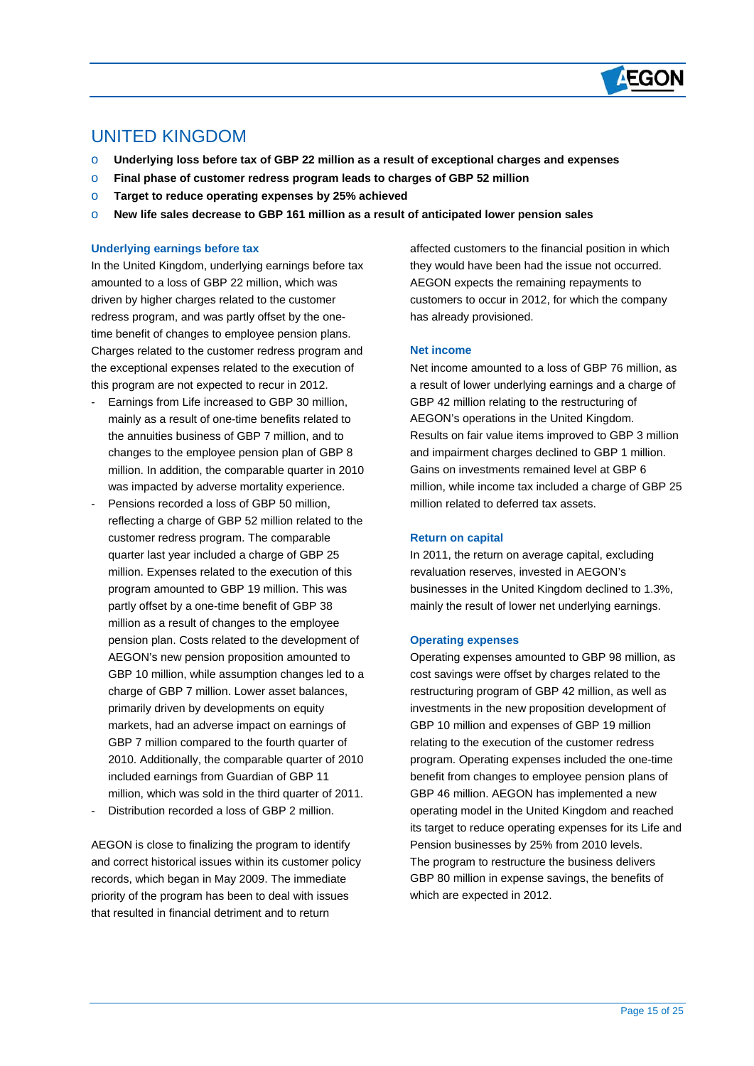## UNITED KINGDOM

- **Underlying loss before tax of GBP 22 million as a result of exceptional charges and expenses**
- **Final phase of customer redress program leads to charges of GBP 52 million**
- **Target to reduce operating expenses by 25% achieved**
- **New life sales decrease to GBP 161 million as a result of anticipated lower pension sales**

### Underlying earnings before tax

In the United Kingdom, underlying earnings before tax amounted to a loss of GBP 22 million, which was driven by higher charges related to the customer redress program, and was partly offset by the one-time benefit of changes to employee pension plans. Charges related to the customer redress program and the exceptional expenses related to the execution of this program are not expected to recur in 2012.

- Earnings from Life increased to GBP 30 million, mainly as a result of one-time benefits related to the annuities business of GBP 7 million, and to changes to the employee pension plan of GBP 8 million. In addition, the comparable quarter in 2010 was impacted by adverse mortality experience.
- Pensions recorded a loss of GBP 50 million, reflecting a charge of GBP 52 million related to the customer redress program. The comparable quarter last year included a charge of GBP 25 million. Expenses related to the execution of this program amounted to GBP 19 million. This was partly offset by a one-time benefit of GBP 38 million as a result of changes to the employee pension plan. Costs related to the development of AEGON's new pension proposition amounted to GBP 10 million, while assumption changes led to a charge of GBP 7 million. Lower asset balances, primarily driven by developments on equity markets, had an adverse impact on earnings of GBP 7 million compared to the fourth quarter of 2010. Additionally, the comparable quarter of 2010 included earnings from Guardian of GBP 11 million, which was sold in the third quarter of 2011.
- Distribution recorded a loss of GBP 2 million.

AEGON is close to finalizing the program to identify and correct historical issues within its customer policy records, which began in May 2009. The immediate priority of the program has been to deal with issues that resulted in financial detriment and to return affected customers to the financial position in which they would have been had the issue not occurred. AEGON expects the remaining repayments to customers to occur in 2012, for which the company has already provisioned.

### Net income

Net income amounted to a loss of GBP 76 million, as a result of lower underlying earnings and a charge of GBP 42 million relating to the restructuring of AEGON's operations in the United Kingdom. Results on fair value items improved to GBP 3 million and impairment charges declined to GBP 1 million. Gains on investments remained level at GBP 6 million, while income tax included a charge of GBP 25 million related to deferred tax assets.

### Return on capital

In 2011, the return on average capital, excluding revaluation reserves, invested in AEGON's businesses in the United Kingdom declined to 1.3%, mainly the result of lower net underlying earnings.

### Operating expenses

Operating expenses amounted to GBP 98 million, as cost savings were offset by charges related to the restructuring program of GBP 42 million, as well as investments in the new proposition development of GBP 10 million and expenses of GBP 19 million relating to the execution of the customer redress program. Operating expenses included the one-time benefit from changes to employee pension plans of GBP 46 million. AEGON has implemented a new operating model in the United Kingdom and reached its target to reduce operating expenses for its Life and Pension businesses by 25% from 2010 levels. The program to restructure the business delivers GBP 80 million in expense savings, the benefits of which are expected in 2012.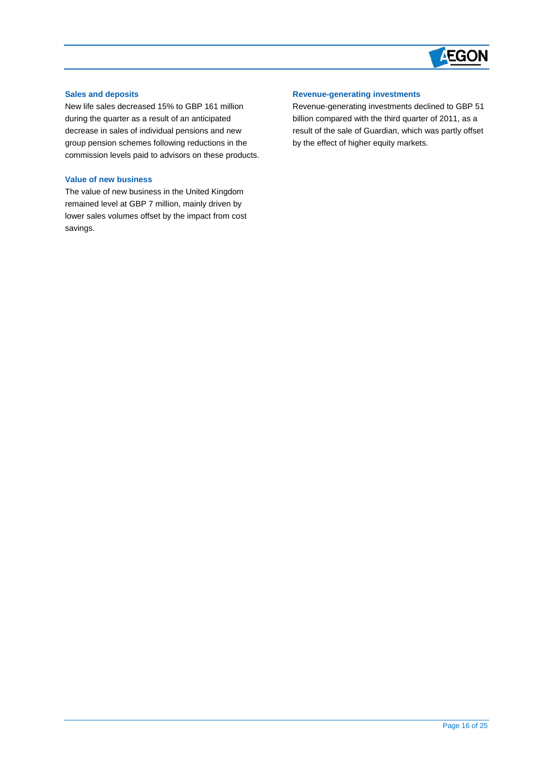### Sales and deposits

New life sales decreased 15% to GBP 161 million during the quarter as a result of an anticipated decrease in sales of individual pensions and new group pension schemes following reductions in the commission levels paid to advisors on these products.

### Value of new business

The value of new business in the United Kingdom remained level at GBP 7 million, mainly driven by lower sales volumes offset by the impact from cost savings.

### Revenue-generating investments

Revenue-generating investments declined to GBP 51 billion compared with the third quarter of 2011, as a result of the sale of Guardian, which was partly offset by the effect of higher equity markets.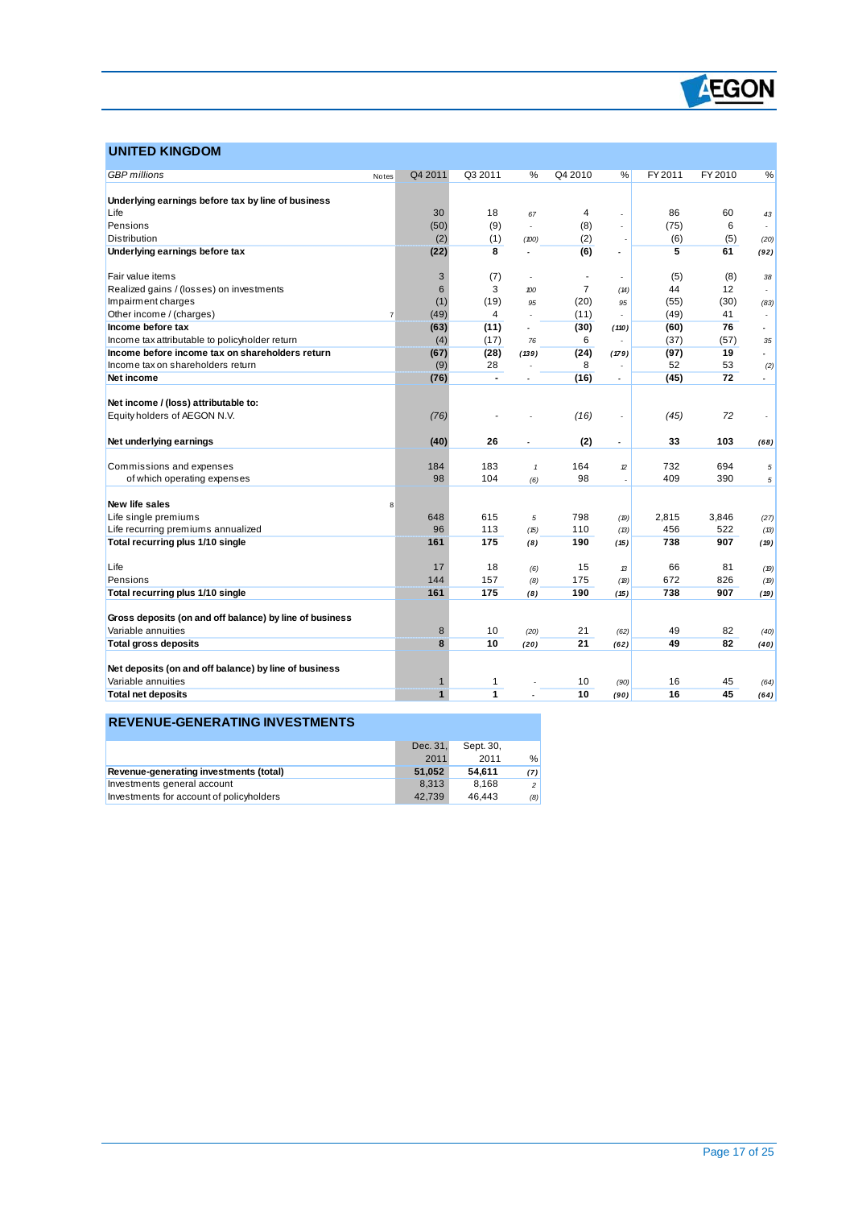## UNITED KINGDOM

| *GBP millions* | Notes | Q4 2011 | Q3 2011 | % | Q4 2010 | % | FY 2011 | FY 2010 | % |
|---|---|---|---|---|---|---|---|---|---|
| **Underlying earnings before tax by line of business** | | | | | | | | | |
| Life | | 30 | 18 | 67 | 4 | - | 86 | 60 | 43 |
| Pensions | | (50) | (9) | - | (8) | - | (75) | 6 | - |
| Distribution | | (2) | (1) | (100) | (2) | - | (6) | (5) | (20) |
| **Underlying earnings before tax** | | **(22)** | **8** | - | **(6)** | - | **5** | **61** | **(92)** |
| | | | | | | | | | |
| Fair value items | | 3 | (7) | - | - | - | (5) | (8) | 38 |
| Realized gains / (losses) on investments | | 6 | 3 | 100 | 7 | (14) | 44 | 12 | - |
| Impairment charges | | (1) | (19) | 95 | (20) | 95 | (55) | (30) | (83) |
| Other income / (charges) | 7 | (49) | 4 | - | (11) | - | (49) | 41 | - |
| **Income before tax** | | **(63)** | **(11)** | - | **(30)** | **(110)** | **(60)** | **76** | - |
| Income tax attributable to policyholder return | | (4) | (17) | 76 | 6 | - | (37) | (57) | 35 |
| **Income before income tax on shareholders return** | | **(67)** | **(28)** | **(139)** | **(24)** | **(179)** | **(97)** | **19** | - |
| Income tax on shareholders return | | (9) | 28 | - | 8 | - | 52 | 53 | (2) |
| **Net income** | | **(76)** | **-** | - | **(16)** | - | **(45)** | **72** | - |
| | | | | | | | | | |
| **Net income / (loss) attributable to:** | | | | | | | | | |
| Equity holders of AEGON N.V. | | *(76)* | *-* | - | *(16)* | - | *(45)* | *72* | - |
| | | | | | | | | | |
| **Net underlying earnings** | | **(40)** | **26** | - | **(2)** | - | **33** | **103** | **(68)** |
| | | | | | | | | | |
| Commissions and expenses | | 184 | 183 | 1 | 164 | 12 | 732 | 694 | 5 |
| of which operating expenses | | 98 | 104 | (6) | 98 | - | 409 | 390 | 5 |
| | | | | | | | | | |
| **New life sales** | 8 | | | | | | | | |
| Life single premiums | | 648 | 615 | 5 | 798 | (19) | 2,815 | 3,846 | (27) |
| Life recurring premiums annualized | | 96 | 113 | (15) | 110 | (13) | 456 | 522 | (13) |
| **Total recurring plus 1/10 single** | | **161** | **175** | **(8)** | **190** | **(15)** | **738** | **907** | **(19)** |
| | | | | | | | | | |
| Life | | 17 | 18 | (6) | 15 | 13 | 66 | 81 | (19) |
| Pensions | | 144 | 157 | (8) | 175 | (18) | 672 | 826 | (19) |
| **Total recurring plus 1/10 single** | | **161** | **175** | **(8)** | **190** | **(15)** | **738** | **907** | **(19)** |
| | | | | | | | | | |
| **Gross deposits (on and off balance) by line of business** | | | | | | | | | |
| Variable annuities | | 8 | 10 | (20) | 21 | (62) | 49 | 82 | (40) |
| **Total gross deposits** | | **8** | **10** | **(20)** | **21** | **(62)** | **49** | **82** | **(40)** |
| | | | | | | | | | |
| **Net deposits (on and off balance) by line of business** | | | | | | | | | |
| Variable annuities | | 1 | 1 | - | 10 | (90) | 16 | 45 | (64) |
| **Total net deposits** | | **1** | **1** | - | **10** | **(90)** | **16** | **45** | **(64)** |

## REVENUE-GENERATING INVESTMENTS

| | Dec. 31, 2011 | Sept. 30, 2011 | % |
|---|---|---|---|
| **Revenue-generating investments (total)** | **51,052** | **54,611** | **(7)** |
| Investments general account | 8,313 | 8,168 | 2 |
| Investments for account of policyholders | 42,739 | 46,443 | (8) |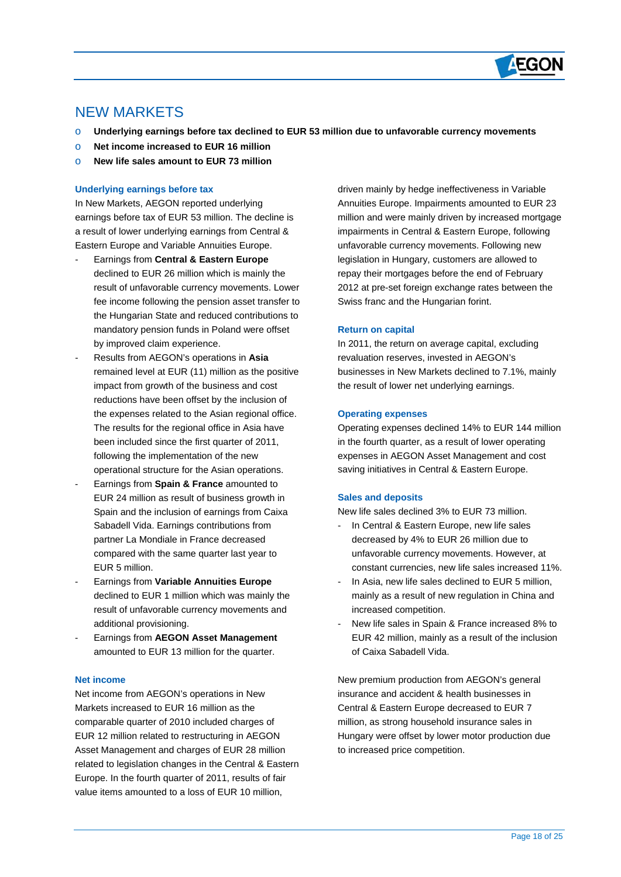# NEW MARKETS

- **Underlying earnings before tax declined to EUR 53 million due to unfavorable currency movements**
- **Net income increased to EUR 16 million**
- **New life sales amount to EUR 73 million**

### Underlying earnings before tax

In New Markets, AEGON reported underlying earnings before tax of EUR 53 million. The decline is a result of lower underlying earnings from Central & Eastern Europe and Variable Annuities Europe.

- Earnings from **Central & Eastern Europe** declined to EUR 26 million which is mainly the result of unfavorable currency movements. Lower fee income following the pension asset transfer to the Hungarian State and reduced contributions to mandatory pension funds in Poland were offset by improved claim experience.
- Results from AEGON's operations in **Asia** remained level at EUR (11) million as the positive impact from growth of the business and cost reductions have been offset by the inclusion of the expenses related to the Asian regional office. The results for the regional office in Asia have been included since the first quarter of 2011, following the implementation of the new operational structure for the Asian operations.
- Earnings from **Spain & France** amounted to EUR 24 million as result of business growth in Spain and the inclusion of earnings from Caixa Sabadell Vida. Earnings contributions from partner La Mondiale in France decreased compared with the same quarter last year to EUR 5 million.
- Earnings from **Variable Annuities Europe** declined to EUR 1 million which was mainly the result of unfavorable currency movements and additional provisioning.
- Earnings from **AEGON Asset Management** amounted to EUR 13 million for the quarter.

### Net income

Net income from AEGON's operations in New Markets increased to EUR 16 million as the comparable quarter of 2010 included charges of EUR 12 million related to restructuring in AEGON Asset Management and charges of EUR 28 million related to legislation changes in the Central & Eastern Europe. In the fourth quarter of 2011, results of fair value items amounted to a loss of EUR 10 million, driven mainly by hedge ineffectiveness in Variable Annuities Europe. Impairments amounted to EUR 23 million and were mainly driven by increased mortgage impairments in Central & Eastern Europe, following unfavorable currency movements. Following new legislation in Hungary, customers are allowed to repay their mortgages before the end of February 2012 at pre-set foreign exchange rates between the Swiss franc and the Hungarian forint.

### Return on capital

In 2011, the return on average capital, excluding revaluation reserves, invested in AEGON's businesses in New Markets declined to 7.1%, mainly the result of lower net underlying earnings.

### Operating expenses

Operating expenses declined 14% to EUR 144 million in the fourth quarter, as a result of lower operating expenses in AEGON Asset Management and cost saving initiatives in Central & Eastern Europe.

### Sales and deposits

New life sales declined 3% to EUR 73 million.

- In Central & Eastern Europe, new life sales decreased by 4% to EUR 26 million due to unfavorable currency movements. However, at constant currencies, new life sales increased 11%.
- In Asia, new life sales declined to EUR 5 million, mainly as a result of new regulation in China and increased competition.
- New life sales in Spain & France increased 8% to EUR 42 million, mainly as a result of the inclusion of Caixa Sabadell Vida.

New premium production from AEGON's general insurance and accident & health businesses in Central & Eastern Europe decreased to EUR 7 million, as strong household insurance sales in Hungary were offset by lower motor production due to increased price competition.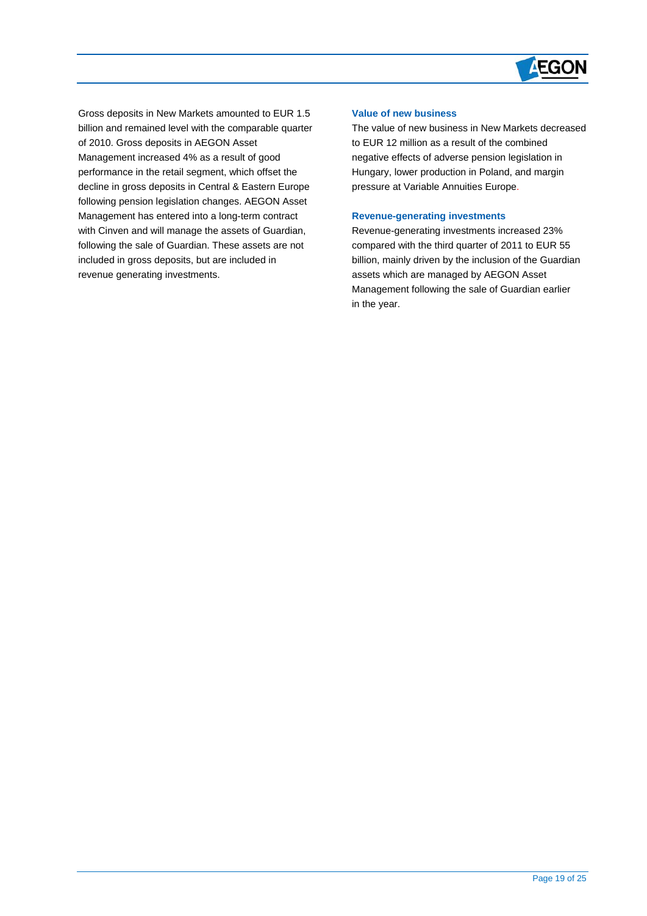Gross deposits in New Markets amounted to EUR 1.5 billion and remained level with the comparable quarter of 2010. Gross deposits in AEGON Asset Management increased 4% as a result of good performance in the retail segment, which offset the decline in gross deposits in Central & Eastern Europe following pension legislation changes. AEGON Asset Management has entered into a long-term contract with Cinven and will manage the assets of Guardian, following the sale of Guardian. These assets are not included in gross deposits, but are included in revenue generating investments.

### Value of new business

The value of new business in New Markets decreased to EUR 12 million as a result of the combined negative effects of adverse pension legislation in Hungary, lower production in Poland, and margin pressure at Variable Annuities Europe.

### Revenue-generating investments

Revenue-generating investments increased 23% compared with the third quarter of 2011 to EUR 55 billion, mainly driven by the inclusion of the Guardian assets which are managed by AEGON Asset Management following the sale of Guardian earlier in the year.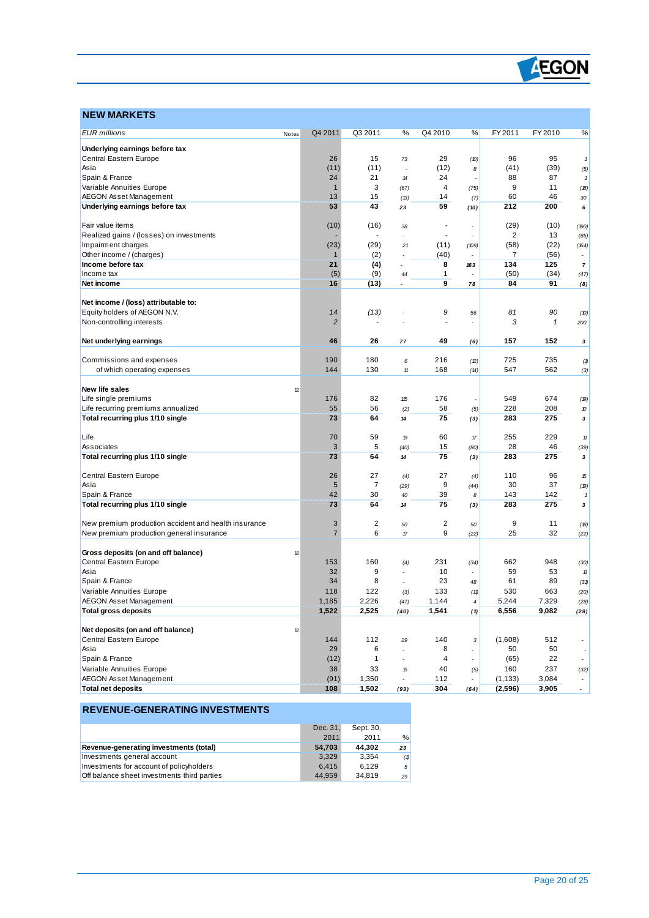## NEW MARKETS

| EUR millions | Notes | Q4 2011 | Q3 2011 | % | Q4 2010 | % | FY 2011 | FY 2010 | % |
|---|---|---|---|---|---|---|---|---|---|
| **Underlying earnings before tax** | | | | | | | | | |
| Central Eastern Europe | | 26 | 15 | 73 | 29 | (10) | 96 | 95 | 1 |
| Asia | | (11) | (11) | - | (12) | 8 | (41) | (39) | (5) |
| Spain & France | | 24 | 21 | 14 | 24 | - | 88 | 87 | 1 |
| Variable Annuities Europe | | 1 | 3 | (67) | 4 | (75) | 9 | 11 | (18) |
| AEGON Asset Management | | 13 | 15 | (13) | 14 | (7) | 60 | 46 | 30 |
| **Underlying earnings before tax** | | **53** | **43** | **23** | **59** | **(10)** | **212** | **200** | **6** |
| | | | | | | | | | |
| Fair value items | | (10) | (16) | 38 | - | - | (29) | (10) | (190) |
| Realized gains / (losses) on investments | | - | - | - | - | - | 2 | 13 | (85) |
| Impairment charges | | (23) | (29) | 21 | (11) | (109) | (58) | (22) | (164) |
| Other income / (charges) | | 1 | (2) | - | (40) | - | 7 | (56) | - |
| **Income before tax** | | **21** | **(4)** | **-** | **8** | **163** | **134** | **125** | **7** |
| Income tax | | (5) | (9) | 44 | 1 | - | (50) | (34) | (47) |
| **Net income** | | **16** | **(13)** | **-** | **9** | **78** | **84** | **91** | **(8)** |
| | | | | | | | | | |
| **Net income / (loss) attributable to:** | | | | | | | | | |
| Equity holders of AEGON N.V. | | *14* | *(13)* | - | *9* | 56 | *81* | *90* | (10) |
| Non-controlling interests | | *2* | - | - | - | - | *3* | *1* | 200 |
| | | | | | | | | | |
| **Net underlying earnings** | | **46** | **26** | **77** | **49** | **(6)** | **157** | **152** | **3** |
| | | | | | | | | | |
| Commissions and expenses | | 190 | 180 | 6 | 216 | (12) | 725 | 735 | (1) |
| of which operating expenses | | 144 | 130 | 11 | 168 | (14) | 547 | 562 | (3) |
| | | | | | | | | | |
| **New life sales** | 12 | | | | | | | | |
| Life single premiums | | 176 | 82 | 115 | 176 | - | 549 | 674 | (19) |
| Life recurring premiums annualized | | 55 | 56 | (2) | 58 | (5) | 228 | 208 | 10 |
| **Total recurring plus 1/10 single** | | **73** | **64** | **14** | **75** | **(3)** | **283** | **275** | **3** |
| | | | | | | | | | |
| Life | | 70 | 59 | 19 | 60 | 17 | 255 | 229 | 11 |
| Associates | | 3 | 5 | (40) | 15 | (80) | 28 | 46 | (39) |
| **Total recurring plus 1/10 single** | | **73** | **64** | **14** | **75** | **(3)** | **283** | **275** | **3** |
| | | | | | | | | | |
| Central Eastern Europe | | 26 | 27 | (4) | 27 | (4) | 110 | 96 | 15 |
| Asia | | 5 | 7 | (29) | 9 | (44) | 30 | 37 | (19) |
| Spain & France | | 42 | 30 | 40 | 39 | 8 | 143 | 142 | 1 |
| **Total recurring plus 1/10 single** | | **73** | **64** | **14** | **75** | **(3)** | **283** | **275** | **3** |
| | | | | | | | | | |
| New premium production accident and health insurance | | 3 | 2 | 50 | 2 | 50 | 9 | 11 | (18) |
| New premium production general insurance | | 7 | 6 | 17 | 9 | (22) | 25 | 32 | (22) |
| | | | | | | | | | |
| **Gross deposits (on and off balance)** | 12 | | | | | | | | |
| Central Eastern Europe | | 153 | 160 | (4) | 231 | (34) | 662 | 948 | (30) |
| Asia | | 32 | 9 | - | 10 | - | 59 | 53 | 11 |
| Spain & France | | 34 | 8 | - | 23 | 48 | 61 | 89 | (31) |
| Variable Annuities Europe | | 118 | 122 | (3) | 133 | (11) | 530 | 663 | (20) |
| AEGON Asset Management | | 1,185 | 2,226 | (47) | 1,144 | 4 | 5,244 | 7,329 | (28) |
| **Total gross deposits** | | **1,522** | **2,525** | **(40)** | **1,541** | **(1)** | **6,556** | **9,082** | **(28)** |
| | | | | | | | | | |
| **Net deposits (on and off balance)** | 12 | | | | | | | | |
| Central Eastern Europe | | 144 | 112 | 29 | 140 | 3 | (1,608) | 512 | - |
| Asia | | 29 | 6 | - | 8 | - | 50 | 50 | - |
| Spain & France | | (12) | 1 | - | 4 | - | (65) | 22 | - |
| Variable Annuities Europe | | 38 | 33 | 15 | 40 | (5) | 160 | 237 | (32) |
| AEGON Asset Management | | (91) | 1,350 | - | 112 | - | (1,133) | 3,084 | - |
| **Total net deposits** | | **108** | **1,502** | **(93)** | **304** | **(64)** | **(2,596)** | **3,905** | **-** |

## REVENUE-GENERATING INVESTMENTS

| | Dec. 31, 2011 | Sept. 30, 2011 | % |
|---|---|---|---|
| **Revenue-generating investments (total)** | **54,703** | **44,302** | **23** |
| Investments general account | 3,329 | 3,354 | (1) |
| Investments for account of policyholders | 6,415 | 6,129 | 5 |
| Off balance sheet investments third parties | 44,959 | 34,819 | 29 |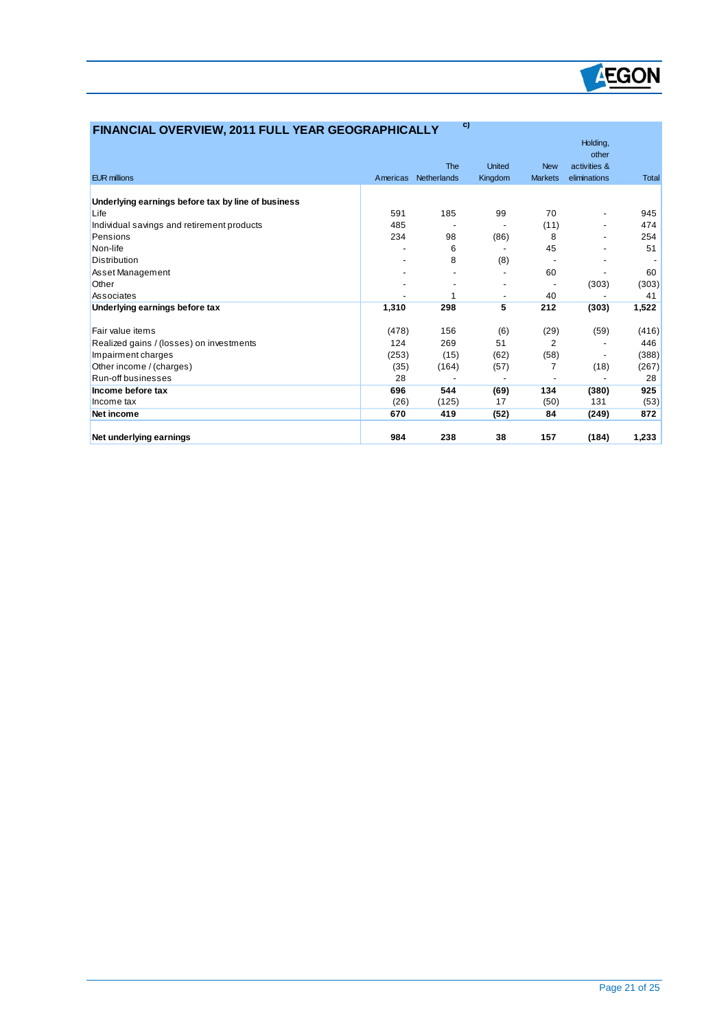## FINANCIAL OVERVIEW, 2011 FULL YEAR GEOGRAPHICALLY c)

| EUR millions | Americas | The Netherlands | United Kingdom | New Markets | Holding, other activities & eliminations | Total |
|---|---|---|---|---|---|---|
| **Underlying earnings before tax by line of business** | | | | | | |
| Life | 591 | 185 | 99 | 70 | - | 945 |
| Individual savings and retirement products | 485 | - | - | (11) | - | 474 |
| Pensions | 234 | 98 | (86) | 8 | - | 254 |
| Non-life | - | 6 | - | 45 | - | 51 |
| Distribution | - | 8 | (8) | - | - | - |
| Asset Management | - | - | - | 60 | - | 60 |
| Other | - | - | - | - | (303) | (303) |
| Associates | - | 1 | - | 40 | - | 41 |
| **Underlying earnings before tax** | **1,310** | **298** | **5** | **212** | **(303)** | **1,522** |
| | | | | | | |
| Fair value items | (478) | 156 | (6) | (29) | (59) | (416) |
| Realized gains / (losses) on investments | 124 | 269 | 51 | 2 | - | 446 |
| Impairment charges | (253) | (15) | (62) | (58) | - | (388) |
| Other income / (charges) | (35) | (164) | (57) | 7 | (18) | (267) |
| Run-off businesses | 28 | - | - | - | - | 28 |
| **Income before tax** | **696** | **544** | **(69)** | **134** | **(380)** | **925** |
| Income tax | (26) | (125) | 17 | (50) | 131 | (53) |
| **Net income** | **670** | **419** | **(52)** | **84** | **(249)** | **872** |
| | | | | | | |
| **Net underlying earnings** | **984** | **238** | **38** | **157** | **(184)** | **1,233** |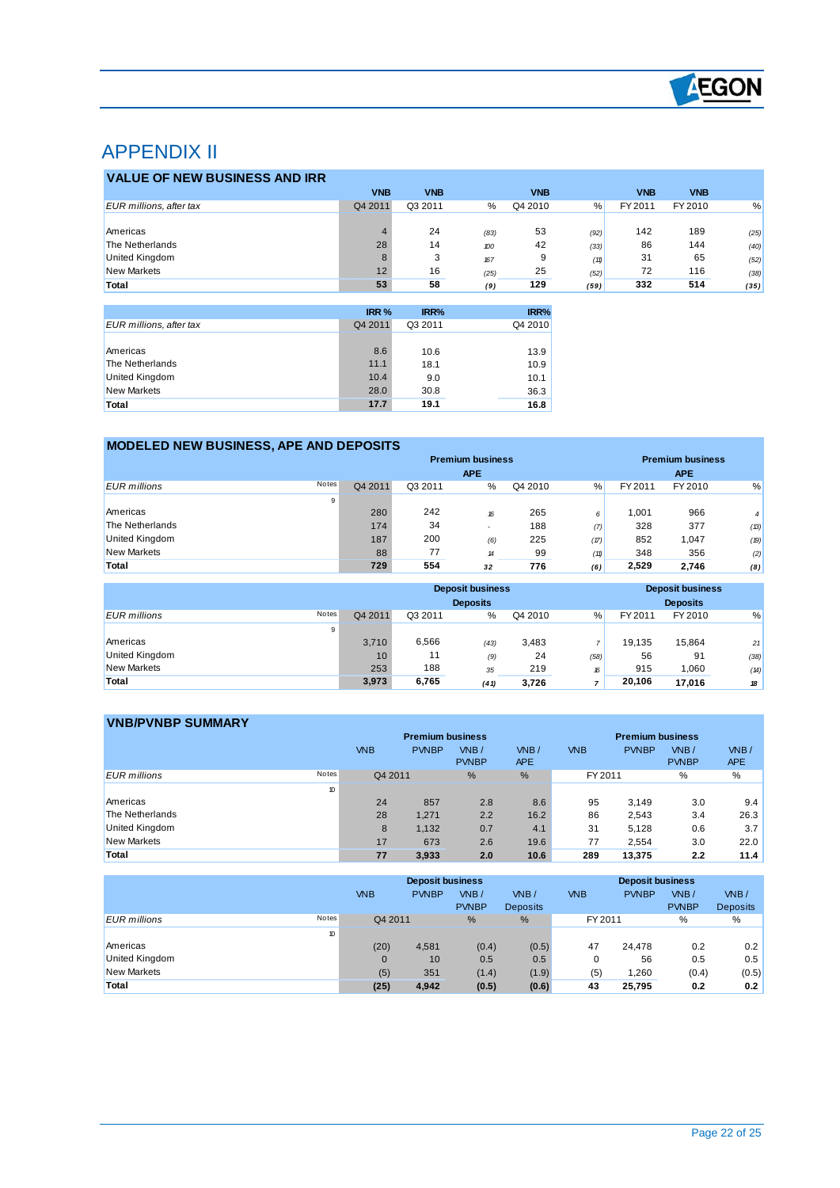# APPENDIX II

## VALUE OF NEW BUSINESS AND IRR

| EUR millions, after tax | VNB Q4 2011 | VNB Q3 2011 | % | VNB Q4 2010 | % | VNB FY 2011 | VNB FY 2010 | % |
|---|---|---|---|---|---|---|---|---|
| Americas | 4 | 24 | (83) | 53 | (92) | 142 | 189 | (25) |
| The Netherlands | 28 | 14 | 100 | 42 | (33) | 86 | 144 | (40) |
| United Kingdom | 8 | 3 | 167 | 9 | (11) | 31 | 65 | (52) |
| New Markets | 12 | 16 | (25) | 25 | (52) | 72 | 116 | (38) |
| **Total** | **53** | **58** | **(9)** | **129** | **(59)** | **332** | **514** | **(35)** |

| EUR millions, after tax | IRR % Q4 2011 | IRR% Q3 2011 | IRR% Q4 2010 |
|---|---|---|---|
| Americas | 8.6 | 10.6 | 13.9 |
| The Netherlands | 11.1 | 18.1 | 10.9 |
| United Kingdom | 10.4 | 9.0 | 10.1 |
| New Markets | 28.0 | 30.8 | 36.3 |
| **Total** | **17.7** | **19.1** | **16.8** |

## MODELED NEW BUSINESS, APE AND DEPOSITS

| EUR millions | Notes | Premium business APE Q4 2011 | Q3 2011 | % | Q4 2010 | % | Premium business APE FY 2011 | FY 2010 | % |
|---|---|---|---|---|---|---|---|---|---|
| | 9 | | | | | | | | |
| Americas | | 280 | 242 | 16 | 265 | 6 | 1,001 | 966 | 4 |
| The Netherlands | | 174 | 34 | - | 188 | (7) | 328 | 377 | (13) |
| United Kingdom | | 187 | 200 | (6) | 225 | (17) | 852 | 1,047 | (19) |
| New Markets | | 88 | 77 | 14 | 99 | (11) | 348 | 356 | (2) |
| **Total** | | **729** | **554** | **32** | **776** | **(6)** | **2,529** | **2,746** | **(8)** |

| EUR millions | Notes | Deposit business Deposits Q4 2011 | Q3 2011 | % | Q4 2010 | % | Deposit business Deposits FY 2011 | FY 2010 | % |
|---|---|---|---|---|---|---|---|---|---|
| | 9 | | | | | | | | |
| Americas | | 3,710 | 6,566 | (43) | 3,483 | 7 | 19,135 | 15,864 | 21 |
| United Kingdom | | 10 | 11 | (9) | 24 | (58) | 56 | 91 | (38) |
| New Markets | | 253 | 188 | 35 | 219 | 16 | 915 | 1,060 | (14) |
| **Total** | | **3,973** | **6,765** | **(41)** | **3,726** | **7** | **20,106** | **17,016** | **18** |

## VNB/PVNBP SUMMARY

| EUR millions | Notes | Premium business VNB Q4 2011 | PVNBP Q4 2011 | VNB / PVNBP % | VNB / APE % | VNB FY 2011 | PVNBP FY 2011 | VNB / PVNBP % | VNB / APE % |
|---|---|---|---|---|---|---|---|---|---|
| | 10 | | | | | | | | |
| Americas | | 24 | 857 | 2.8 | 8.6 | 95 | 3,149 | 3.0 | 9.4 |
| The Netherlands | | 28 | 1,271 | 2.2 | 16.2 | 86 | 2,543 | 3.4 | 26.3 |
| United Kingdom | | 8 | 1,132 | 0.7 | 4.1 | 31 | 5,128 | 0.6 | 3.7 |
| New Markets | | 17 | 673 | 2.6 | 19.6 | 77 | 2,554 | 3.0 | 22.0 |
| **Total** | | **77** | **3,933** | **2.0** | **10.6** | **289** | **13,375** | **2.2** | **11.4** |

| EUR millions | Notes | Deposit business VNB Q4 2011 | PVNBP Q4 2011 | VNB / PVNBP % | VNB / Deposits % | VNB FY 2011 | PVNBP FY 2011 | VNB / PVNBP % | VNB / Deposits % |
|---|---|---|---|---|---|---|---|---|---|
| | 10 | | | | | | | | |
| Americas | | (20) | 4,581 | (0.4) | (0.5) | 47 | 24,478 | 0.2 | 0.2 |
| United Kingdom | | 0 | 10 | 0.5 | 0.5 | 0 | 56 | 0.5 | 0.5 |
| New Markets | | (5) | 351 | (1.4) | (1.9) | (5) | 1,260 | (0.4) | (0.5) |
| **Total** | | **(25)** | **4,942** | **(0.5)** | **(0.6)** | **43** | **25,795** | **0.2** | **0.2** |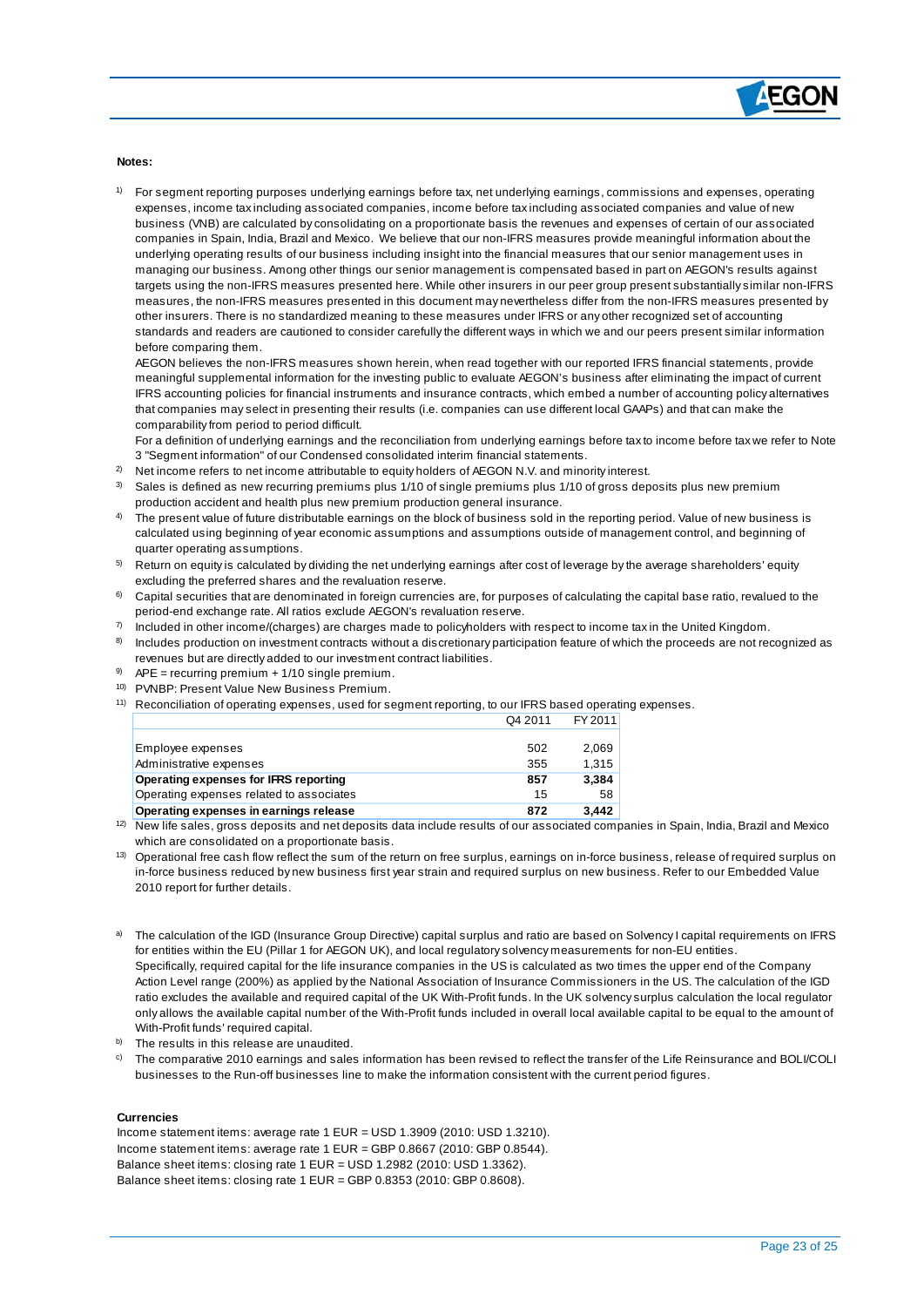**Notes:**

1) For segment reporting purposes underlying earnings before tax, net underlying earnings, commissions and expenses, operating expenses, income tax including associated companies, income before tax including associated companies and value of new business (VNB) are calculated by consolidating on a proportionate basis the revenues and expenses of certain of our associated companies in Spain, India, Brazil and Mexico. We believe that our non-IFRS measures provide meaningful information about the underlying operating results of our business including insight into the financial measures that our senior management uses in managing our business. Among other things our senior management is compensated based in part on AEGON's results against targets using the non-IFRS measures presented here. While other insurers in our peer group present substantially similar non-IFRS measures, the non-IFRS measures presented in this document may nevertheless differ from the non-IFRS measures presented by other insurers. There is no standardized meaning to these measures under IFRS or any other recognized set of accounting standards and readers are cautioned to consider carefully the different ways in which we and our peers present similar information before comparing them.
AEGON believes the non-IFRS measures shown herein, when read together with our reported IFRS financial statements, provide meaningful supplemental information for the investing public to evaluate AEGON's business after eliminating the impact of current IFRS accounting policies for financial instruments and insurance contracts, which embed a number of accounting policy alternatives that companies may select in presenting their results (i.e. companies can use different local GAAPs) and that can make the comparability from period to period difficult.
For a definition of underlying earnings and the reconciliation from underlying earnings before tax to income before tax we refer to Note 3 "Segment information" of our Condensed consolidated interim financial statements.

2) Net income refers to net income attributable to equity holders of AEGON N.V. and minority interest.

3) Sales is defined as new recurring premiums plus 1/10 of single premiums plus 1/10 of gross deposits plus new premium production accident and health plus new premium production general insurance.

4) The present value of future distributable earnings on the block of business sold in the reporting period. Value of new business is calculated using beginning of year economic assumptions and assumptions outside of management control, and beginning of quarter operating assumptions.

5) Return on equity is calculated by dividing the net underlying earnings after cost of leverage by the average shareholders' equity excluding the preferred shares and the revaluation reserve.

6) Capital securities that are denominated in foreign currencies are, for purposes of calculating the capital base ratio, revalued to the period-end exchange rate. All ratios exclude AEGON's revaluation reserve.

7) Included in other income/(charges) are charges made to policyholders with respect to income tax in the United Kingdom.

8) Includes production on investment contracts without a discretionary participation feature of which the proceeds are not recognized as revenues but are directly added to our investment contract liabilities.

9) APE = recurring premium + 1/10 single premium.

10) PVNBP: Present Value New Business Premium.

11) Reconciliation of operating expenses, used for segment reporting, to our IFRS based operating expenses.

| | Q4 2011 | FY 2011 |
|---|---|---|
| Employee expenses | 502 | 2,069 |
| Administrative expenses | 355 | 1,315 |
| **Operating expenses for IFRS reporting** | **857** | **3,384** |
| Operating expenses related to associates | 15 | 58 |
| **Operating expenses in earnings release** | **872** | **3,442** |

12) New life sales, gross deposits and net deposits data include results of our associated companies in Spain, India, Brazil and Mexico which are consolidated on a proportionate basis.

13) Operational free cash flow reflect the sum of the return on free surplus, earnings on in-force business, release of required surplus on in-force business reduced by new business first year strain and required surplus on new business. Refer to our Embedded Value 2010 report for further details.

a) The calculation of the IGD (Insurance Group Directive) capital surplus and ratio are based on Solvency I capital requirements on IFRS for entities within the EU (Pillar 1 for AEGON UK), and local regulatory solvency measurements for non-EU entities.
Specifically, required capital for the life insurance companies in the US is calculated as two times the upper end of the Company Action Level range (200%) as applied by the National Association of Insurance Commissioners in the US. The calculation of the IGD ratio excludes the available and required capital of the UK With-Profit funds. In the UK solvency surplus calculation the local regulator only allows the available capital number of the With-Profit funds included in overall local available capital to be equal to the amount of With-Profit funds' required capital.

b) The results in this release are unaudited.

c) The comparative 2010 earnings and sales information has been revised to reflect the transfer of the Life Reinsurance and BOLI/COLI businesses to the Run-off businesses line to make the information consistent with the current period figures.

**Currencies**

Income statement items: average rate 1 EUR = USD 1.3909 (2010: USD 1.3210).
Income statement items: average rate 1 EUR = GBP 0.8667 (2010: GBP 0.8544).
Balance sheet items: closing rate 1 EUR = USD 1.2982 (2010: USD 1.3362).
Balance sheet items: closing rate 1 EUR = GBP 0.8353 (2010: GBP 0.8608).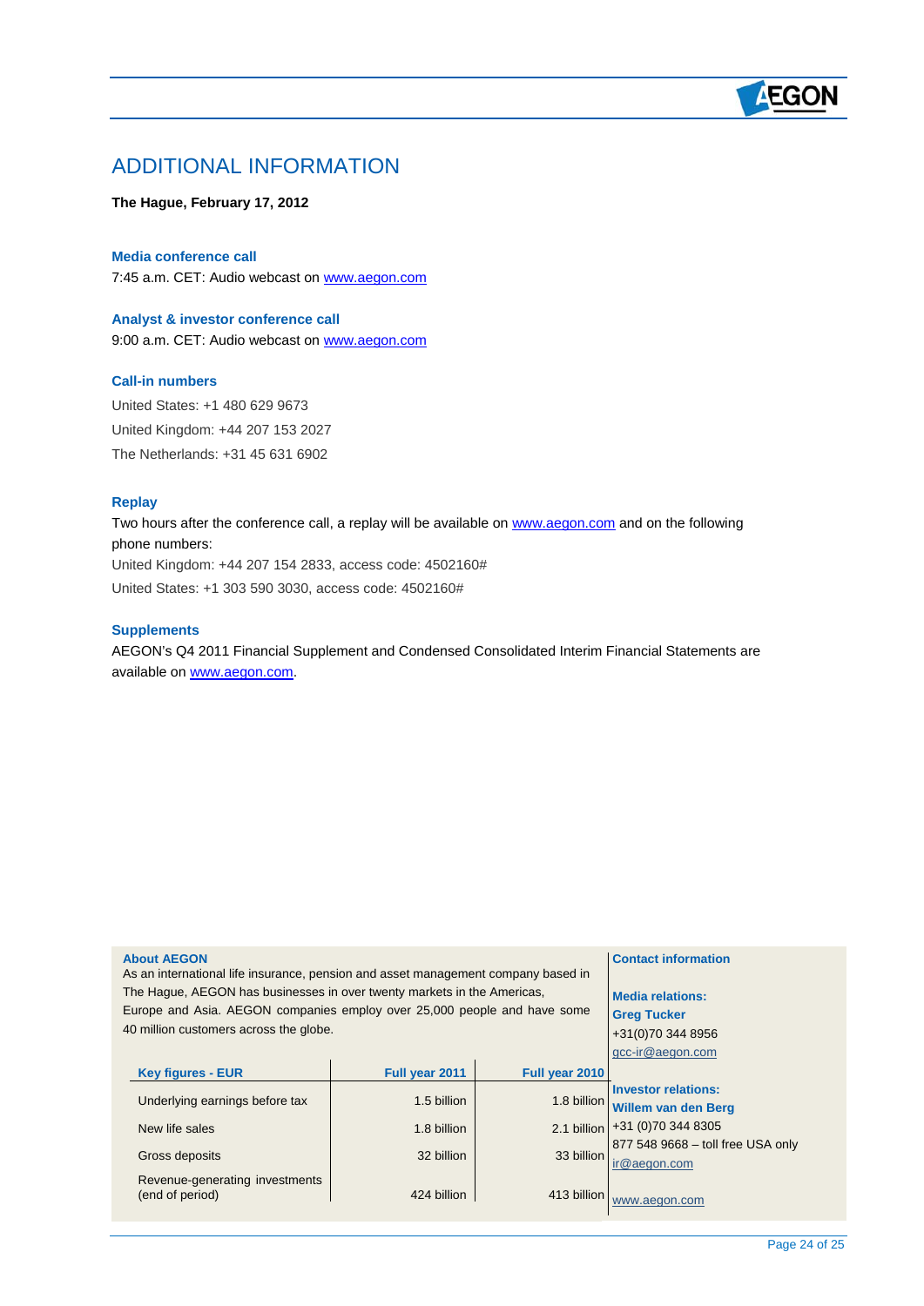# ADDITIONAL INFORMATION

**The Hague, February 17, 2012**

### Media conference call

7:45 a.m. CET: Audio webcast on www.aegon.com

### Analyst & investor conference call

9:00 a.m. CET: Audio webcast on www.aegon.com

### Call-in numbers

United States: +1 480 629 9673

United Kingdom: +44 207 153 2027

The Netherlands: +31 45 631 6902

### Replay

Two hours after the conference call, a replay will be available on www.aegon.com and on the following phone numbers:

United Kingdom: +44 207 154 2833, access code: 4502160#

United States: +1 303 590 3030, access code: 4502160#

### Supplements

AEGON's Q4 2011 Financial Supplement and Condensed Consolidated Interim Financial Statements are available on www.aegon.com.

### About AEGON

As an international life insurance, pension and asset management company based in The Hague, AEGON has businesses in over twenty markets in the Americas, Europe and Asia. AEGON companies employ over 25,000 people and have some 40 million customers across the globe.

| Key figures - EUR | Full year 2011 | Full year 2010 |
|---|---|---|
| Underlying earnings before tax | 1.5 billion | 1.8 billion |
| New life sales | 1.8 billion | 2.1 billion |
| Gross deposits | 32 billion | 33 billion |
| Revenue-generating investments (end of period) | 424 billion | 413 billion |

### Contact information

**Media relations:**
**Greg Tucker**
+31(0)70 344 8956
gcc-ir@aegon.com

**Investor relations:**
**Willem van den Berg**
+31 (0)70 344 8305
877 548 9668 – toll free USA only
ir@aegon.com

www.aegon.com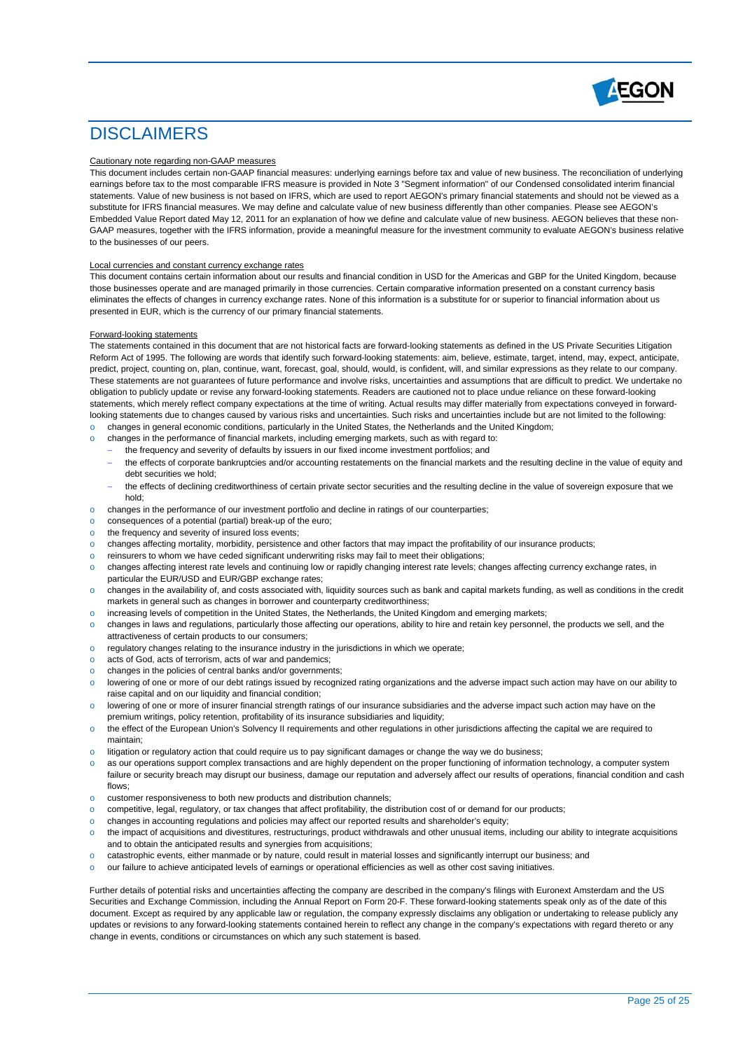# DISCLAIMERS

Cautionary note regarding non-GAAP measures

This document includes certain non-GAAP financial measures: underlying earnings before tax and value of new business. The reconciliation of underlying earnings before tax to the most comparable IFRS measure is provided in Note 3 "Segment information" of our Condensed consolidated interim financial statements. Value of new business is not based on IFRS, which are used to report AEGON's primary financial statements and should not be viewed as a substitute for IFRS financial measures. We may define and calculate value of new business differently than other companies. Please see AEGON's Embedded Value Report dated May 12, 2011 for an explanation of how we define and calculate value of new business. AEGON believes that these non-GAAP measures, together with the IFRS information, provide a meaningful measure for the investment community to evaluate AEGON's business relative to the businesses of our peers.

Local currencies and constant currency exchange rates

This document contains certain information about our results and financial condition in USD for the Americas and GBP for the United Kingdom, because those businesses operate and are managed primarily in those currencies. Certain comparative information presented on a constant currency basis eliminates the effects of changes in currency exchange rates. None of this information is a substitute for or superior to financial information about us presented in EUR, which is the currency of our primary financial statements.

Forward-looking statements

The statements contained in this document that are not historical facts are forward-looking statements as defined in the US Private Securities Litigation Reform Act of 1995. The following are words that identify such forward-looking statements: aim, believe, estimate, target, intend, may, expect, anticipate, predict, project, counting on, plan, continue, want, forecast, goal, should, would, is confident, will, and similar expressions as they relate to our company. These statements are not guarantees of future performance and involve risks, uncertainties and assumptions that are difficult to predict. We undertake no obligation to publicly update or revise any forward-looking statements. Readers are cautioned not to place undue reliance on these forward-looking statements, which merely reflect company expectations at the time of writing. Actual results may differ materially from expectations conveyed in forward-looking statements due to changes caused by various risks and uncertainties. Such risks and uncertainties include but are not limited to the following:

- changes in general economic conditions, particularly in the United States, the Netherlands and the United Kingdom;
- changes in the performance of financial markets, including emerging markets, such as with regard to:
  - the frequency and severity of defaults by issuers in our fixed income investment portfolios; and
  - the effects of corporate bankruptcies and/or accounting restatements on the financial markets and the resulting decline in the value of equity and debt securities we hold;
  - the effects of declining creditworthiness of certain private sector securities and the resulting decline in the value of sovereign exposure that we hold;
- changes in the performance of our investment portfolio and decline in ratings of our counterparties;
- consequences of a potential (partial) break-up of the euro;
- the frequency and severity of insured loss events;
- changes affecting mortality, morbidity, persistence and other factors that may impact the profitability of our insurance products;
- reinsurers to whom we have ceded significant underwriting risks may fail to meet their obligations;
- changes affecting interest rate levels and continuing low or rapidly changing interest rate levels; changes affecting currency exchange rates, in particular the EUR/USD and EUR/GBP exchange rates;
- changes in the availability of, and costs associated with, liquidity sources such as bank and capital markets funding, as well as conditions in the credit markets in general such as changes in borrower and counterparty creditworthiness;
- increasing levels of competition in the United States, the Netherlands, the United Kingdom and emerging markets;
- changes in laws and regulations, particularly those affecting our operations, ability to hire and retain key personnel, the products we sell, and the attractiveness of certain products to our consumers;
- regulatory changes relating to the insurance industry in the jurisdictions in which we operate;
- acts of God, acts of terrorism, acts of war and pandemics;
- changes in the policies of central banks and/or governments;
- lowering of one or more of our debt ratings issued by recognized rating organizations and the adverse impact such action may have on our ability to raise capital and on our liquidity and financial condition;
- lowering of one or more of insurer financial strength ratings of our insurance subsidiaries and the adverse impact such action may have on the premium writings, policy retention, profitability of its insurance subsidiaries and liquidity;
- the effect of the European Union's Solvency II requirements and other regulations in other jurisdictions affecting the capital we are required to maintain;
- litigation or regulatory action that could require us to pay significant damages or change the way we do business;
- as our operations support complex transactions and are highly dependent on the proper functioning of information technology, a computer system failure or security breach may disrupt our business, damage our reputation and adversely affect our results of operations, financial condition and cash flows;
- customer responsiveness to both new products and distribution channels;
- competitive, legal, regulatory, or tax changes that affect profitability, the distribution cost of or demand for our products;
- changes in accounting regulations and policies may affect our reported results and shareholder's equity;
- the impact of acquisitions and divestitures, restructurings, product withdrawals and other unusual items, including our ability to integrate acquisitions and to obtain the anticipated results and synergies from acquisitions;
- catastrophic events, either manmade or by nature, could result in material losses and significantly interrupt our business; and
- our failure to achieve anticipated levels of earnings or operational efficiencies as well as other cost saving initiatives.

Further details of potential risks and uncertainties affecting the company are described in the company's filings with Euronext Amsterdam and the US Securities and Exchange Commission, including the Annual Report on Form 20-F. These forward-looking statements speak only as of the date of this document. Except as required by any applicable law or regulation, the company expressly disclaims any obligation or undertaking to release publicly any updates or revisions to any forward-looking statements contained herein to reflect any change in the company's expectations with regard thereto or any change in events, conditions or circumstances on which any such statement is based.